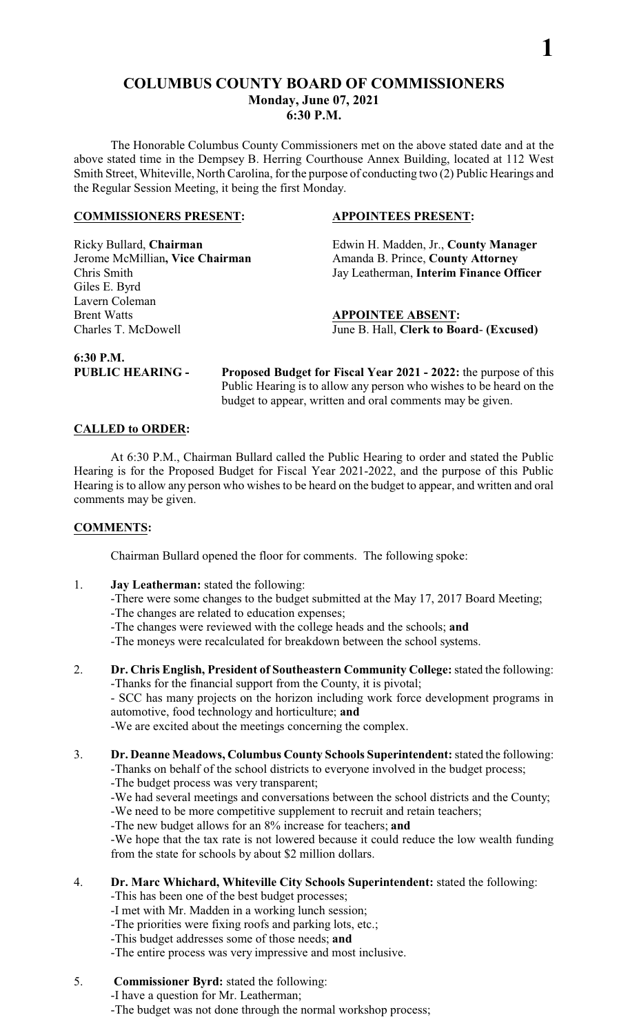# COLUMBUS COUNTY BOARD OF COMMISSIONERS
## Monday, June 07, 2021
## 6:30 P.M.

The Honorable Columbus County Commissioners met on the above stated date and at the above stated time in the Dempsey B. Herring Courthouse Annex Building, located at 112 West Smith Street, Whiteville, North Carolina, for the purpose of conducting two (2) Public Hearings and the Regular Session Meeting, it being the first Monday.

| **COMMISSIONERS PRESENT:** | **APPOINTEES PRESENT:** |
|---|---|
| Ricky Bullard, **Chairman** | Edwin H. Madden, Jr., **County Manager** |
| Jerome McMillian**, Vice Chairman** | Amanda B. Prince, **County Attorney** |
| Chris Smith | Jay Leatherman, **Interim Finance Officer** |
| Giles E. Byrd | |
| Lavern Coleman | |
| Brent Watts | **APPOINTEE ABSENT:** |
| Charles T. McDowell | June B. Hall, **Clerk to Board**- **(Excused)** |

**6:30 P.M.**
**PUBLIC HEARING -** **Proposed Budget for Fiscal Year 2021 - 2022:** the purpose of this Public Hearing is to allow any person who wishes to be heard on the budget to appear, written and oral comments may be given.

**CALLED to ORDER:**

At 6:30 P.M., Chairman Bullard called the Public Hearing to order and stated the Public Hearing is for the Proposed Budget for Fiscal Year 2021-2022, and the purpose of this Public Hearing is to allow any person who wishes to be heard on the budget to appear, and written and oral comments may be given.

**COMMENTS:**

Chairman Bullard opened the floor for comments. The following spoke:

1. **Jay Leatherman:** stated the following:
   - There were some changes to the budget submitted at the May 17, 2017 Board Meeting;
   - The changes are related to education expenses;
   - The changes were reviewed with the college heads and the schools; **and**
   - The moneys were recalculated for breakdown between the school systems.

2. **Dr. Chris English, President of Southeastern Community College:** stated the following:
   - Thanks for the financial support from the County, it is pivotal;
   - SCC has many projects on the horizon including work force development programs in automotive, food technology and horticulture; **and**
   - We are excited about the meetings concerning the complex.

3. **Dr. Deanne Meadows, Columbus County Schools Superintendent:** stated the following:
   - Thanks on behalf of the school districts to everyone involved in the budget process;
   - The budget process was very transparent;
   - We had several meetings and conversations between the school districts and the County;
   - We need to be more competitive supplement to recruit and retain teachers;
   - The new budget allows for an 8% increase for teachers; **and**
   - We hope that the tax rate is not lowered because it could reduce the low wealth funding from the state for schools by about $2 million dollars.

4. **Dr. Marc Whichard, Whiteville City Schools Superintendent:** stated the following:
   - This has been one of the best budget processes;
   - I met with Mr. Madden in a working lunch session;
   - The priorities were fixing roofs and parking lots, etc.;
   - This budget addresses some of those needs; **and**
   - The entire process was very impressive and most inclusive.

5. **Commissioner Byrd:** stated the following:
   - I have a question for Mr. Leatherman;
   - The budget was not done through the normal workshop process;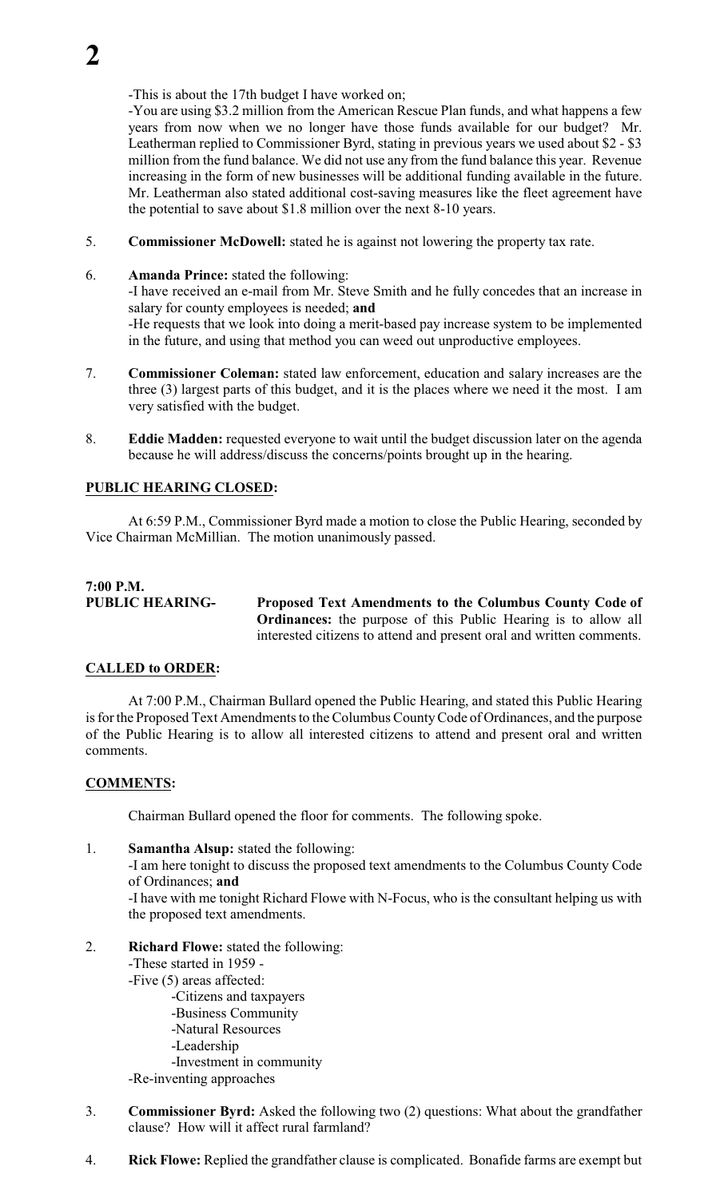-This is about the 17th budget I have worked on;

-You are using $3.2 million from the American Rescue Plan funds, and what happens a few years from now when we no longer have those funds available for our budget? Mr. Leatherman replied to Commissioner Byrd, stating in previous years we used about $2 - $3 million from the fund balance. We did not use any from the fund balance this year. Revenue increasing in the form of new businesses will be additional funding available in the future. Mr. Leatherman also stated additional cost-saving measures like the fleet agreement have the potential to save about $1.8 million over the next 8-10 years.

5. **Commissioner McDowell:** stated he is against not lowering the property tax rate.

6. **Amanda Prince:** stated the following:
   -I have received an e-mail from Mr. Steve Smith and he fully concedes that an increase in salary for county employees is needed; **and**
   -He requests that we look into doing a merit-based pay increase system to be implemented in the future, and using that method you can weed out unproductive employees.

7. **Commissioner Coleman:** stated law enforcement, education and salary increases are the three (3) largest parts of this budget, and it is the places where we need it the most. I am very satisfied with the budget.

8. **Eddie Madden:** requested everyone to wait until the budget discussion later on the agenda because he will address/discuss the concerns/points brought up in the hearing.

**PUBLIC HEARING CLOSED:**

At 6:59 P.M., Commissioner Byrd made a motion to close the Public Hearing, seconded by Vice Chairman McMillian. The motion unanimously passed.

**7:00 P.M.**
**PUBLIC HEARING-** **Proposed Text Amendments to the Columbus County Code of Ordinances:** the purpose of this Public Hearing is to allow all interested citizens to attend and present oral and written comments.

**CALLED to ORDER:**

At 7:00 P.M., Chairman Bullard opened the Public Hearing, and stated this Public Hearing is for the Proposed Text Amendments to the Columbus County Code of Ordinances, and the purpose of the Public Hearing is to allow all interested citizens to attend and present oral and written comments.

**COMMENTS:**

Chairman Bullard opened the floor for comments. The following spoke.

1. **Samantha Alsup:** stated the following:
   -I am here tonight to discuss the proposed text amendments to the Columbus County Code of Ordinances; **and**
   -I have with me tonight Richard Flowe with N-Focus, who is the consultant helping us with the proposed text amendments.

2. **Richard Flowe:** stated the following:
   -These started in 1959 -
   -Five (5) areas affected:
      -Citizens and taxpayers
      -Business Community
      -Natural Resources
      -Leadership
      -Investment in community
   -Re-inventing approaches

3. **Commissioner Byrd:** Asked the following two (2) questions: What about the grandfather clause? How will it affect rural farmland?

4. **Rick Flowe:** Replied the grandfather clause is complicated. Bonafide farms are exempt but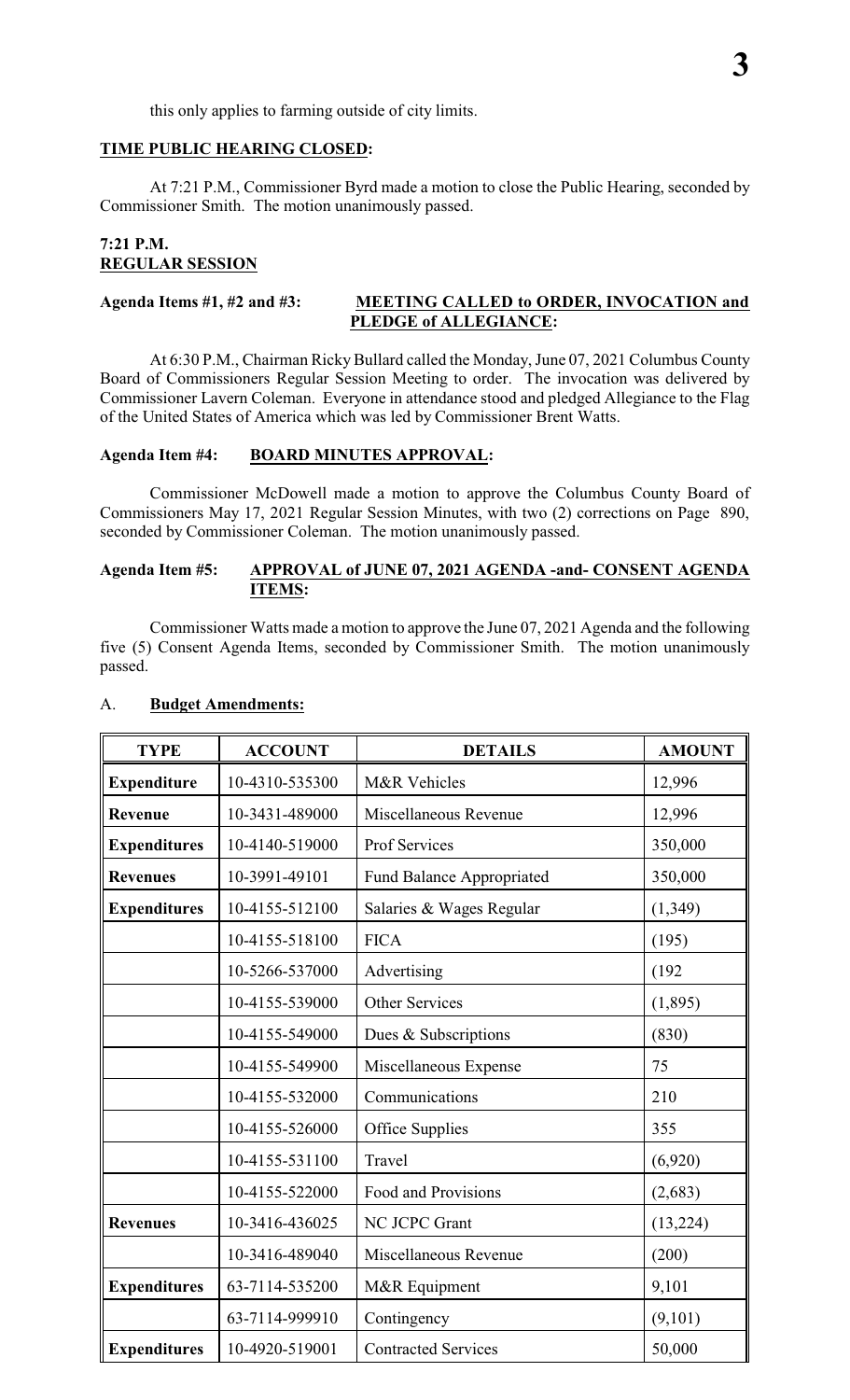this only applies to farming outside of city limits.

**TIME PUBLIC HEARING CLOSED:**

At 7:21 P.M., Commissioner Byrd made a motion to close the Public Hearing, seconded by Commissioner Smith. The motion unanimously passed.

**7:21 P.M.**
**REGULAR SESSION**

**Agenda Items #1, #2 and #3: MEETING CALLED to ORDER, INVOCATION and PLEDGE of ALLEGIANCE:**

At 6:30 P.M., Chairman Ricky Bullard called the Monday, June 07, 2021 Columbus County Board of Commissioners Regular Session Meeting to order. The invocation was delivered by Commissioner Lavern Coleman. Everyone in attendance stood and pledged Allegiance to the Flag of the United States of America which was led by Commissioner Brent Watts.

**Agenda Item #4: BOARD MINUTES APPROVAL:**

Commissioner McDowell made a motion to approve the Columbus County Board of Commissioners May 17, 2021 Regular Session Minutes, with two (2) corrections on Page 890, seconded by Commissioner Coleman. The motion unanimously passed.

**Agenda Item #5: APPROVAL of JUNE 07, 2021 AGENDA -and- CONSENT AGENDA ITEMS:**

Commissioner Watts made a motion to approve the June 07, 2021 Agenda and the following five (5) Consent Agenda Items, seconded by Commissioner Smith. The motion unanimously passed.

A. **Budget Amendments:**

| TYPE | ACCOUNT | DETAILS | AMOUNT |
|---|---|---|---|
| **Expenditure** | 10-4310-535300 | M&R Vehicles | 12,996 |
| **Revenue** | 10-3431-489000 | Miscellaneous Revenue | 12,996 |
| **Expenditures** | 10-4140-519000 | Prof Services | 350,000 |
| **Revenues** | 10-3991-49101 | Fund Balance Appropriated | 350,000 |
| **Expenditures** | 10-4155-512100 | Salaries & Wages Regular | (1,349) |
| | 10-4155-518100 | FICA | (195) |
| | 10-5266-537000 | Advertising | (192 |
| | 10-4155-539000 | Other Services | (1,895) |
| | 10-4155-549000 | Dues & Subscriptions | (830) |
| | 10-4155-549900 | Miscellaneous Expense | 75 |
| | 10-4155-532000 | Communications | 210 |
| | 10-4155-526000 | Office Supplies | 355 |
| | 10-4155-531100 | Travel | (6,920) |
| | 10-4155-522000 | Food and Provisions | (2,683) |
| **Revenues** | 10-3416-436025 | NC JCPC Grant | (13,224) |
| | 10-3416-489040 | Miscellaneous Revenue | (200) |
| **Expenditures** | 63-7114-535200 | M&R Equipment | 9,101 |
| | 63-7114-999910 | Contingency | (9,101) |
| **Expenditures** | 10-4920-519001 | Contracted Services | 50,000 |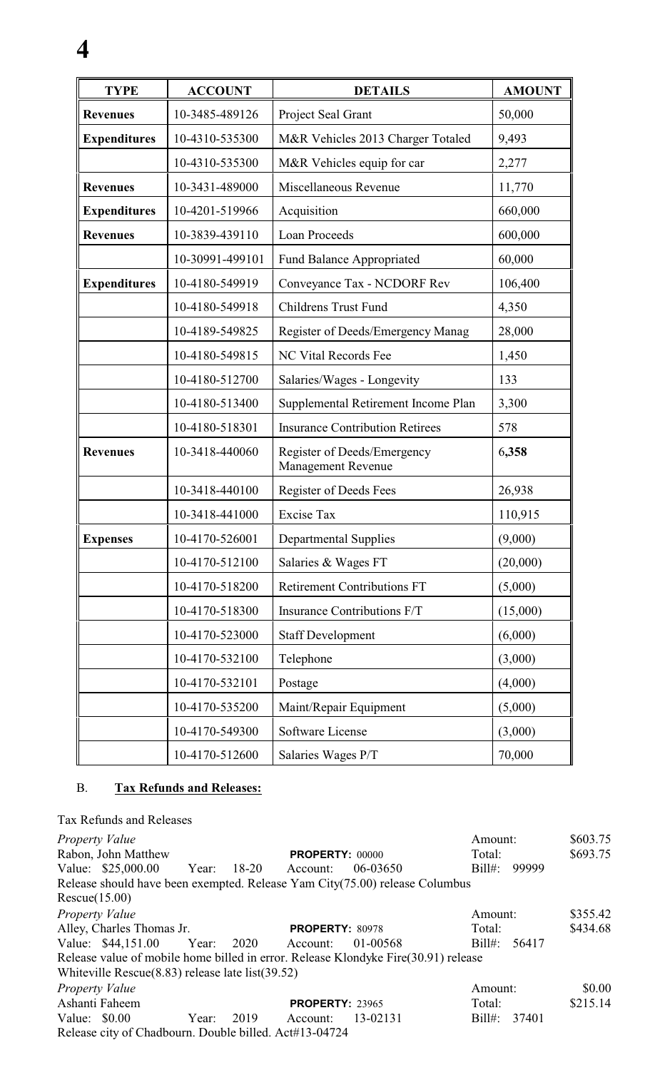| TYPE | ACCOUNT | DETAILS | AMOUNT |
|---|---|---|---|
| **Revenues** | 10-3485-489126 | Project Seal Grant | 50,000 |
| **Expenditures** | 10-4310-535300 | M&R Vehicles 2013 Charger Totaled | 9,493 |
| | 10-4310-535300 | M&R Vehicles equip for car | 2,277 |
| **Revenues** | 10-3431-489000 | Miscellaneous Revenue | 11,770 |
| **Expenditures** | 10-4201-519966 | Acquisition | 660,000 |
| **Revenues** | 10-3839-439110 | Loan Proceeds | 600,000 |
| | 10-30991-499101 | Fund Balance Appropriated | 60,000 |
| **Expenditures** | 10-4180-549919 | Conveyance Tax - NCDORF Rev | 106,400 |
| | 10-4180-549918 | Childrens Trust Fund | 4,350 |
| | 10-4189-549825 | Register of Deeds/Emergency Manag | 28,000 |
| | 10-4180-549815 | NC Vital Records Fee | 1,450 |
| | 10-4180-512700 | Salaries/Wages - Longevity | 133 |
| | 10-4180-513400 | Supplemental Retirement Income Plan | 3,300 |
| | 10-4180-518301 | Insurance Contribution Retirees | 578 |
| **Revenues** | 10-3418-440060 | Register of Deeds/Emergency Management Revenue | 6**,358** |
| | 10-3418-440100 | Register of Deeds Fees | 26,938 |
| | 10-3418-441000 | Excise Tax | 110,915 |
| **Expenses** | 10-4170-526001 | Departmental Supplies | (9,000) |
| | 10-4170-512100 | Salaries & Wages FT | (20,000) |
| | 10-4170-518200 | Retirement Contributions FT | (5,000) |
| | 10-4170-518300 | Insurance Contributions F/T | (15,000) |
| | 10-4170-523000 | Staff Development | (6,000) |
| | 10-4170-532100 | Telephone | (3,000) |
| | 10-4170-532101 | Postage | (4,000) |
| | 10-4170-535200 | Maint/Repair Equipment | (5,000) |
| | 10-4170-549300 | Software License | (3,000) |
| | 10-4170-512600 | Salaries Wages P/T | 70,000 |

B. **Tax Refunds and Releases:**

Tax Refunds and Releases

*Property Value* — Amount: $603.75
Rabon, John Matthew — **PROPERTY:** 00000 — Total: $693.75
Value: $25,000.00 Year: 18-20 Account: 06-03650 Bill#: 99999
Release should have been exempted. Release Yam City(75.00) release Columbus Rescue(15.00)

*Property Value* — Amount: $355.42
Alley, Charles Thomas Jr. — **PROPERTY:** 80978 — Total: $434.68
Value: $44,151.00 Year: 2020 Account: 01-00568 Bill#: 56417
Release value of mobile home billed in error. Release Klondyke Fire(30.91) release Whiteville Rescue(8.83) release late list(39.52)

*Property Value* — Amount: $0.00
Ashanti Faheem — **PROPERTY:** 23965 — Total: $215.14
Value: $0.00 Year: 2019 Account: 13-02131 Bill#: 37401
Release city of Chadbourn. Double billed. Act#13-04724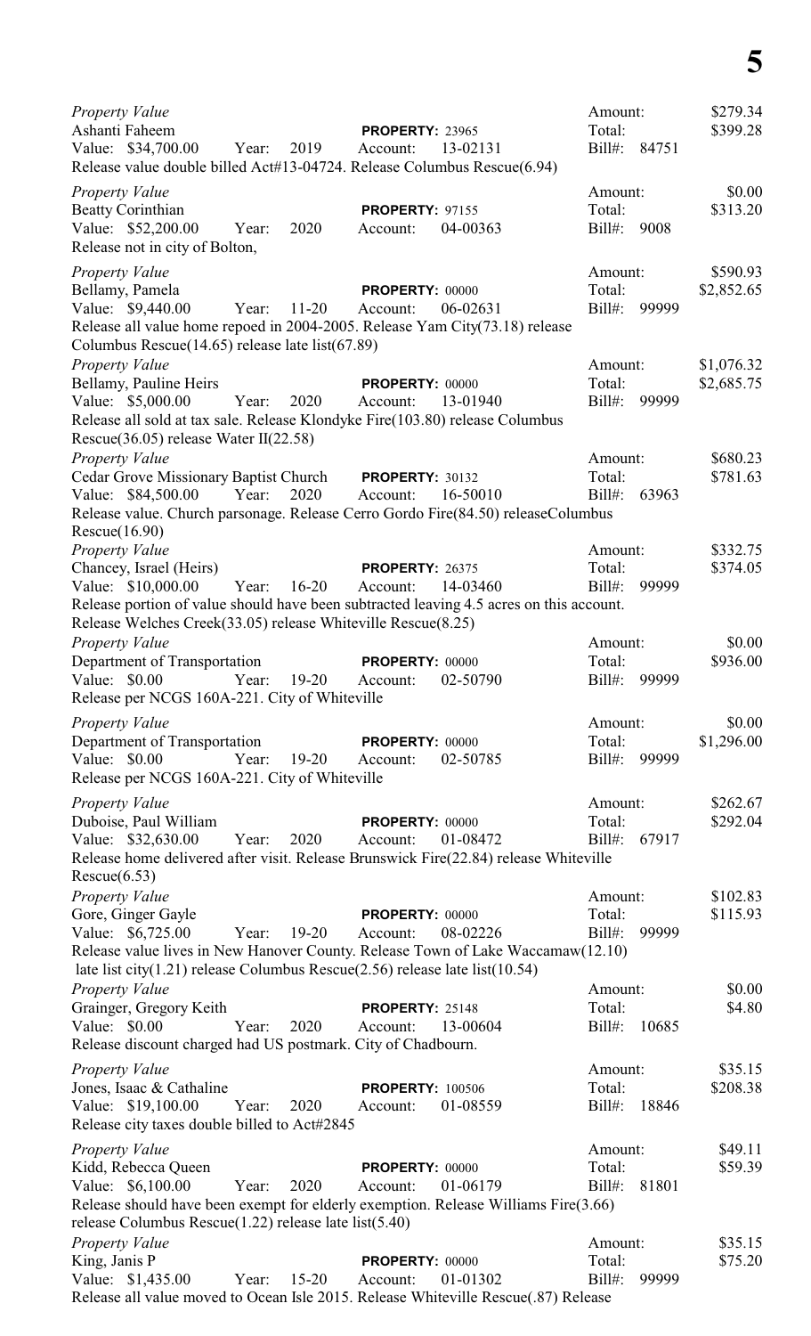*Property Value*
Ashanti Faheem **PROPERTY:** 23965 Amount: $279.34
Value: $34,700.00 Year: 2019 Account: 13-02131 Total: $399.28
Bill#: 84751
Release value double billed Act#13-04724. Release Columbus Rescue(6.94)

*Property Value*
Beatty Corinthian **PROPERTY:** 97155 Amount: $0.00
Value: $52,200.00 Year: 2020 Account: 04-00363 Total: $313.20
Bill#: 9008
Release not in city of Bolton,

*Property Value*
Bellamy, Pamela **PROPERTY:** 00000 Amount: $590.93
Value: $9,440.00 Year: 11-20 Account: 06-02631 Total: $2,852.65
Bill#: 99999
Release all value home repoed in 2004-2005. Release Yam City(73.18) release Columbus Rescue(14.65) release late list(67.89)

*Property Value*
Bellamy, Pauline Heirs **PROPERTY:** 00000 Amount: $1,076.32
Value: $5,000.00 Year: 2020 Account: 13-01940 Total: $2,685.75
Bill#: 99999
Release all sold at tax sale. Release Klondyke Fire(103.80) release Columbus Rescue(36.05) release Water II(22.58)

*Property Value*
Cedar Grove Missionary Baptist Church **PROPERTY:** 30132 Amount: $680.23
Value: $84,500.00 Year: 2020 Account: 16-50010 Total: $781.63
Bill#: 63963
Release value. Church parsonage. Release Cerro Gordo Fire(84.50) releaseColumbus Rescue(16.90)

*Property Value*
Chancey, Israel (Heirs) **PROPERTY:** 26375 Amount: $332.75
Value: $10,000.00 Year: 16-20 Account: 14-03460 Total: $374.05
Bill#: 99999
Release portion of value should have been subtracted leaving 4.5 acres on this account. Release Welches Creek(33.05) release Whiteville Rescue(8.25)

*Property Value*
Department of Transportation **PROPERTY:** 00000 Amount: $0.00
Value: $0.00 Year: 19-20 Account: 02-50790 Total: $936.00
Bill#: 99999
Release per NCGS 160A-221. City of Whiteville

*Property Value*
Department of Transportation **PROPERTY:** 00000 Amount: $0.00
Value: $0.00 Year: 19-20 Account: 02-50785 Total: $1,296.00
Bill#: 99999
Release per NCGS 160A-221. City of Whiteville

*Property Value*
Duboise, Paul William **PROPERTY:** 00000 Amount: $262.67
Value: $32,630.00 Year: 2020 Account: 01-08472 Total: $292.04
Bill#: 67917
Release home delivered after visit. Release Brunswick Fire(22.84) release Whiteville Rescue(6.53)

*Property Value*
Gore, Ginger Gayle **PROPERTY:** 00000 Amount: $102.83
Value: $6,725.00 Year: 19-20 Account: 08-02226 Total: $115.93
Bill#: 99999
Release value lives in New Hanover County. Release Town of Lake Waccamaw(12.10) late list city(1.21) release Columbus Rescue(2.56) release late list(10.54)

*Property Value*
Grainger, Gregory Keith **PROPERTY:** 25148 Amount: $0.00
Value: $0.00 Year: 2020 Account: 13-00604 Total: $4.80
Bill#: 10685
Release discount charged had US postmark. City of Chadbourn.

*Property Value*
Jones, Isaac & Cathaline **PROPERTY:** 100506 Amount: $35.15
Value: $19,100.00 Year: 2020 Account: 01-08559 Total: $208.38
Bill#: 18846
Release city taxes double billed to Act#2845

*Property Value*
Kidd, Rebecca Queen **PROPERTY:** 00000 Amount: $49.11
Value: $6,100.00 Year: 2020 Account: 01-06179 Total: $59.39
Bill#: 81801
Release should have been exempt for elderly exemption. Release Williams Fire(3.66) release Columbus Rescue(1.22) release late list(5.40)

*Property Value*
King, Janis P **PROPERTY:** 00000 Amount: $35.15
Value: $1,435.00 Year: 15-20 Account: 01-01302 Total: $75.20
Bill#: 99999
Release all value moved to Ocean Isle 2015. Release Whiteville Rescue(.87) Release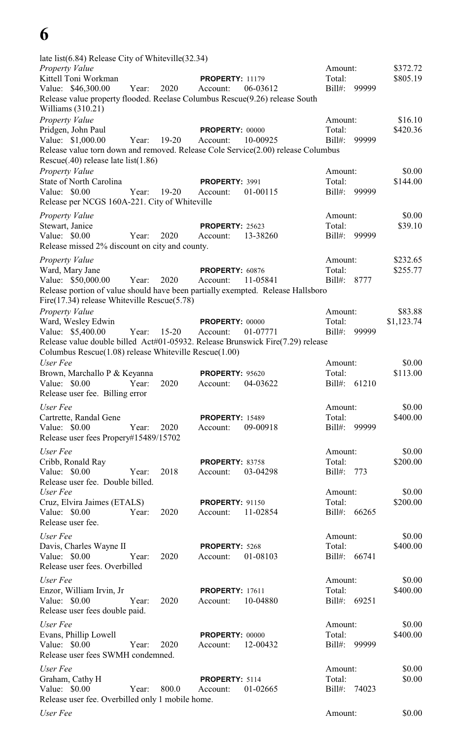late list(6.84) Release City of Whiteville(32.34)

*Property Value* Amount: $372.72
Kittell Toni Workman **PROPERTY:** 11179 Total: $805.19
Value: $46,300.00 Year: 2020 Account: 06-03612 Bill#: 99999
Release value property flooded. Reelase Columbus Rescue(9.26) release South Williams (310.21)

*Property Value* Amount: $16.10
Pridgen, John Paul **PROPERTY:** 00000 Total: $420.36
Value: $1,000.00 Year: 19-20 Account: 10-00925 Bill#: 99999
Release value torn down and removed. Release Cole Service(2.00) release Columbus Rescue(.40) release late list(1.86)

*Property Value* Amount: $0.00
State of North Carolina **PROPERTY:** 3991 Total: $144.00
Value: $0.00 Year: 19-20 Account: 01-00115 Bill#: 99999
Release per NCGS 160A-221. City of Whiteville

*Property Value* Amount: $0.00
Stewart, Janice **PROPERTY:** 25623 Total: $39.10
Value: $0.00 Year: 2020 Account: 13-38260 Bill#: 99999
Release missed 2% discount on city and county.

*Property Value* Amount: $232.65
Ward, Mary Jane **PROPERTY:** 60876 Total: $255.77
Value: $50,000.00 Year: 2020 Account: 11-05841 Bill#: 8777
Release portion of value should have been partially exempted. Release Hallsboro Fire(17.34) release Whiteville Rescue(5.78)

*Property Value* Amount: $83.88
Ward, Wesley Edwin **PROPERTY:** 00000 Total: $1,123.74
Value: $5,400.00 Year: 15-20 Account: 01-07771 Bill#: 99999
Release value double billed Act#01-05932. Release Brunswick Fire(7.29) release Columbus Rescue(1.08) release Whiteville Rescue(1.00)

*User Fee* Amount: $0.00
Brown, Marchallo P & Keyanna **PROPERTY:** 95620 Total: $113.00
Value: $0.00 Year: 2020 Account: 04-03622 Bill#: 61210
Release user fee. Billing error

*User Fee* Amount: $0.00
Cartrette, Randal Gene **PROPERTY:** 15489 Total: $400.00
Value: $0.00 Year: 2020 Account: 09-00918 Bill#: 99999
Release user fees Propery#15489/15702

*User Fee* Amount: $0.00
Cribb, Ronald Ray **PROPERTY:** 83758 Total: $200.00
Value: $0.00 Year: 2018 Account: 03-04298 Bill#: 773
Release user fee. Double billed.

*User Fee* Amount: $0.00
Cruz, Elvira Jaimes (ETALS) **PROPERTY:** 91150 Total: $200.00
Value: $0.00 Year: 2020 Account: 11-02854 Bill#: 66265
Release user fee.

*User Fee* Amount: $0.00
Davis, Charles Wayne II **PROPERTY:** 5268 Total: $400.00
Value: $0.00 Year: 2020 Account: 01-08103 Bill#: 66741
Release user fees. Overbilled

*User Fee* Amount: $0.00
Enzor, William Irvin, Jr **PROPERTY:** 17611 Total: $400.00
Value: $0.00 Year: 2020 Account: 10-04880 Bill#: 69251
Release user fees double paid.

*User Fee* Amount: $0.00
Evans, Phillip Lowell **PROPERTY:** 00000 Total: $400.00
Value: $0.00 Year: 2020 Account: 12-00432 Bill#: 99999
Release user fees SWMH condemned.

*User Fee* Amount: $0.00
Graham, Cathy H **PROPERTY:** 5114 Total: $0.00
Value: $0.00 Year: 800.0 Account: 01-02665 Bill#: 74023
Release user fee. Overbilled only 1 mobile home.

*User Fee* Amount: $0.00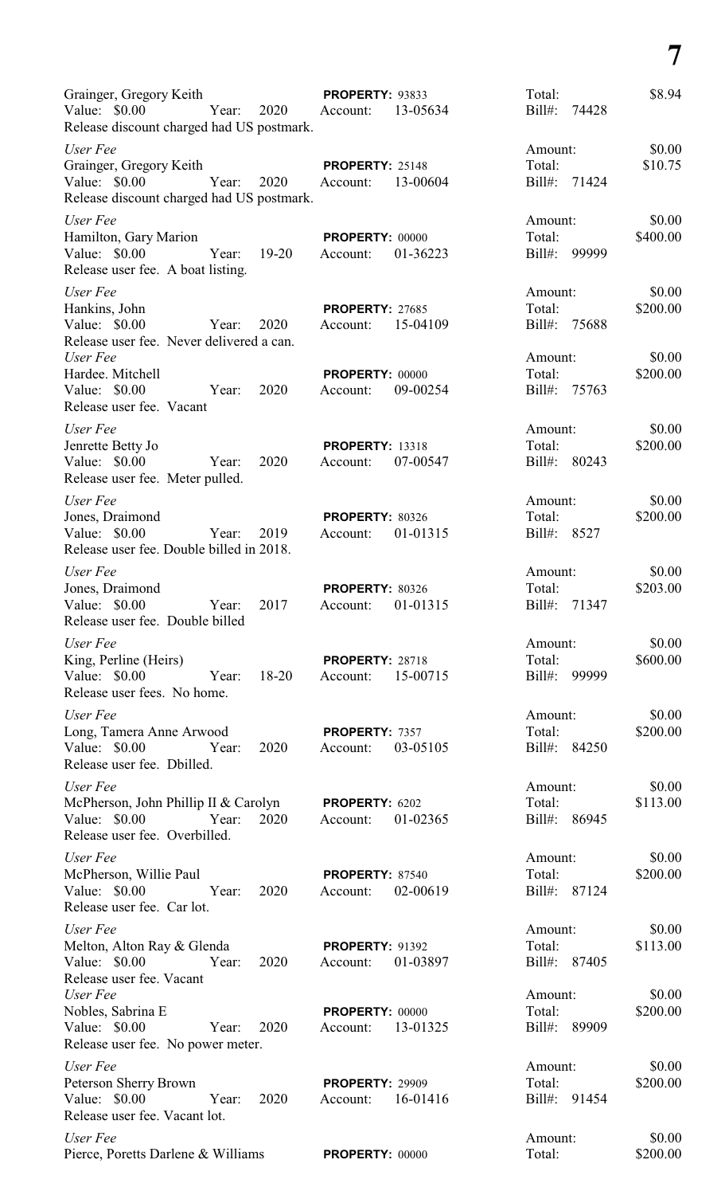Grainger, Gregory Keith **PROPERTY:** 93833 Total: $8.94
Value: $0.00 Year: 2020 Account: 13-05634 Bill#: 74428
Release discount charged had US postmark.

*User Fee* Amount: $0.00
Grainger, Gregory Keith **PROPERTY:** 25148 Total: $10.75
Value: $0.00 Year: 2020 Account: 13-00604 Bill#: 71424
Release discount charged had US postmark.

*User Fee* Amount: $0.00
Hamilton, Gary Marion **PROPERTY:** 00000 Total: $400.00
Value: $0.00 Year: 19-20 Account: 01-36223 Bill#: 99999
Release user fee. A boat listing.

*User Fee* Amount: $0.00
Hankins, John **PROPERTY:** 27685 Total: $200.00
Value: $0.00 Year: 2020 Account: 15-04109 Bill#: 75688
Release user fee. Never delivered a can.

*User Fee* Amount: $0.00
Hardee. Mitchell **PROPERTY:** 00000 Total: $200.00
Value: $0.00 Year: 2020 Account: 09-00254 Bill#: 75763
Release user fee. Vacant

*User Fee* Amount: $0.00
Jenrette Betty Jo **PROPERTY:** 13318 Total: $200.00
Value: $0.00 Year: 2020 Account: 07-00547 Bill#: 80243
Release user fee. Meter pulled.

*User Fee* Amount: $0.00
Jones, Draimond **PROPERTY:** 80326 Total: $200.00
Value: $0.00 Year: 2019 Account: 01-01315 Bill#: 8527
Release user fee. Double billed in 2018.

*User Fee* Amount: $0.00
Jones, Draimond **PROPERTY:** 80326 Total: $203.00
Value: $0.00 Year: 2017 Account: 01-01315 Bill#: 71347
Release user fee. Double billed

*User Fee* Amount: $0.00
King, Perline (Heirs) **PROPERTY:** 28718 Total: $600.00
Value: $0.00 Year: 18-20 Account: 15-00715 Bill#: 99999
Release user fees. No home.

*User Fee* Amount: $0.00
Long, Tamera Anne Arwood **PROPERTY:** 7357 Total: $200.00
Value: $0.00 Year: 2020 Account: 03-05105 Bill#: 84250
Release user fee. Dbilled.

*User Fee* Amount: $0.00
McPherson, John Phillip II & Carolyn **PROPERTY:** 6202 Total: $113.00
Value: $0.00 Year: 2020 Account: 01-02365 Bill#: 86945
Release user fee. Overbilled.

*User Fee* Amount: $0.00
McPherson, Willie Paul **PROPERTY:** 87540 Total: $200.00
Value: $0.00 Year: 2020 Account: 02-00619 Bill#: 87124
Release user fee. Car lot.

*User Fee* Amount: $0.00
Melton, Alton Ray & Glenda **PROPERTY:** 91392 Total: $113.00
Value: $0.00 Year: 2020 Account: 01-03897 Bill#: 87405
Release user fee. Vacant

*User Fee* Amount: $0.00
Nobles, Sabrina E **PROPERTY:** 00000 Total: $200.00
Value: $0.00 Year: 2020 Account: 13-01325 Bill#: 89909
Release user fee. No power meter.

*User Fee* Amount: $0.00
Peterson Sherry Brown **PROPERTY:** 29909 Total: $200.00
Value: $0.00 Year: 2020 Account: 16-01416 Bill#: 91454
Release user fee. Vacant lot.

*User Fee* Amount: $0.00
Pierce, Poretts Darlene & Williams **PROPERTY:** 00000 Total: $200.00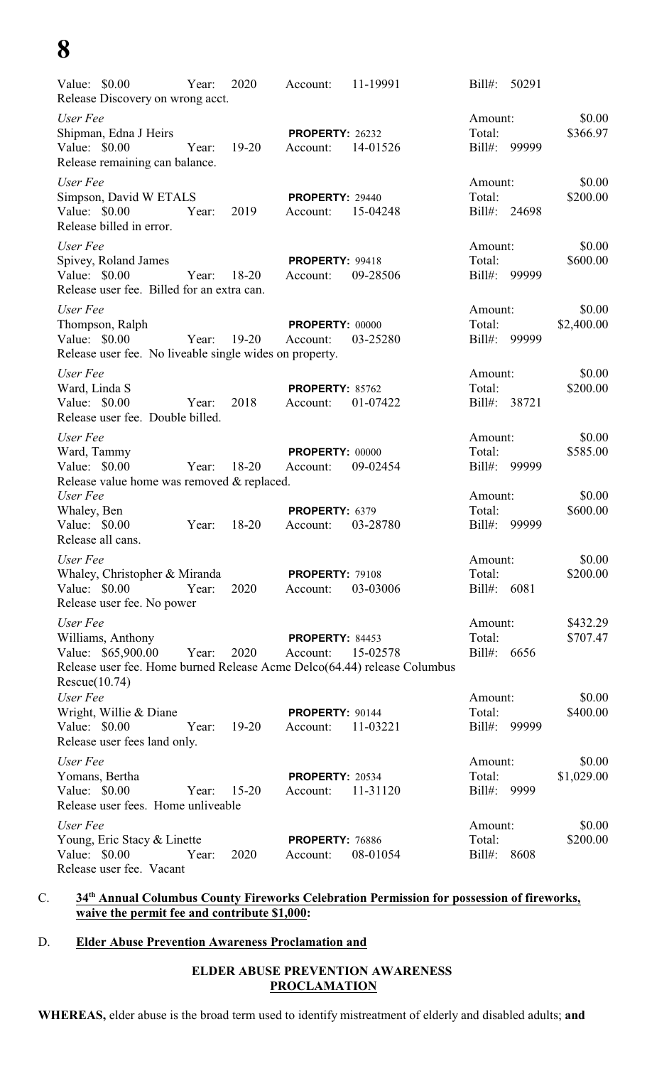Value: $0.00 Year: 2020 Account: 11-19991 Bill#: 50291
Release Discovery on wrong acct.

*User Fee* Amount: $0.00
Shipman, Edna J Heirs **PROPERTY:** 26232 Total: $366.97
Value: $0.00 Year: 19-20 Account: 14-01526 Bill#: 99999
Release remaining can balance.

*User Fee* Amount: $0.00
Simpson, David W ETALS **PROPERTY:** 29440 Total: $200.00
Value: $0.00 Year: 2019 Account: 15-04248 Bill#: 24698
Release billed in error.

*User Fee* Amount: $0.00
Spivey, Roland James **PROPERTY:** 99418 Total: $600.00
Value: $0.00 Year: 18-20 Account: 09-28506 Bill#: 99999
Release user fee. Billed for an extra can.

*User Fee* Amount: $0.00
Thompson, Ralph **PROPERTY:** 00000 Total: $2,400.00
Value: $0.00 Year: 19-20 Account: 03-25280 Bill#: 99999
Release user fee. No liveable single wides on property.

*User Fee* Amount: $0.00
Ward, Linda S **PROPERTY:** 85762 Total: $200.00
Value: $0.00 Year: 2018 Account: 01-07422 Bill#: 38721
Release user fee. Double billed.

*User Fee* Amount: $0.00
Ward, Tammy **PROPERTY:** 00000 Total: $585.00
Value: $0.00 Year: 18-20 Account: 09-02454 Bill#: 99999
Release value home was removed & replaced.

*User Fee* Amount: $0.00
Whaley, Ben **PROPERTY:** 6379 Total: $600.00
Value: $0.00 Year: 18-20 Account: 03-28780 Bill#: 99999
Release all cans.

*User Fee* Amount: $0.00
Whaley, Christopher & Miranda **PROPERTY:** 79108 Total: $200.00
Value: $0.00 Year: 2020 Account: 03-03006 Bill#: 6081
Release user fee. No power

*User Fee* Amount: $432.29
Williams, Anthony **PROPERTY:** 84453 Total: $707.47
Value: $65,900.00 Year: 2020 Account: 15-02578 Bill#: 6656
Release user fee. Home burned Release Acme Delco(64.44) release Columbus Rescue(10.74)

*User Fee* Amount: $0.00
Wright, Willie & Diane **PROPERTY:** 90144 Total: $400.00
Value: $0.00 Year: 19-20 Account: 11-03221 Bill#: 99999
Release user fees land only.

*User Fee* Amount: $0.00
Yomans, Bertha **PROPERTY:** 20534 Total: $1,029.00
Value: $0.00 Year: 15-20 Account: 11-31120 Bill#: 9999
Release user fees. Home unliveable

*User Fee* Amount: $0.00
Young, Eric Stacy & Linette **PROPERTY:** 76886 Total: $200.00
Value: $0.00 Year: 2020 Account: 08-01054 Bill#: 8608
Release user fee. Vacant

C. **34th Annual Columbus County Fireworks Celebration Permission for possession of fireworks, waive the permit fee and contribute $1,000:**

D. **Elder Abuse Prevention Awareness Proclamation and**

**ELDER ABUSE PREVENTION AWARENESS PROCLAMATION**

**WHEREAS,** elder abuse is the broad term used to identify mistreatment of elderly and disabled adults; **and**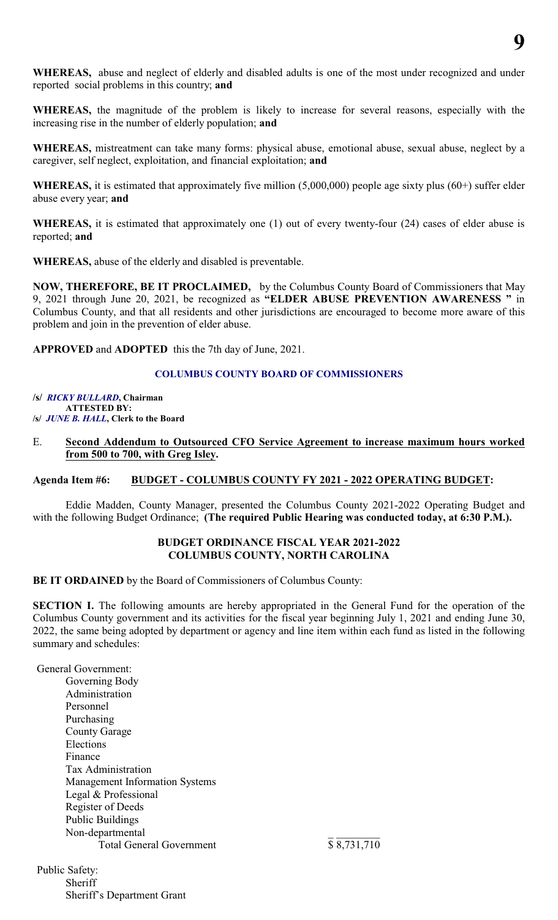**WHEREAS,** abuse and neglect of elderly and disabled adults is one of the most under recognized and under reported social problems in this country; **and**

**WHEREAS,** the magnitude of the problem is likely to increase for several reasons, especially with the increasing rise in the number of elderly population; **and**

**WHEREAS,** mistreatment can take many forms: physical abuse, emotional abuse, sexual abuse, neglect by a caregiver, self neglect, exploitation, and financial exploitation; **and**

**WHEREAS,** it is estimated that approximately five million (5,000,000) people age sixty plus (60+) suffer elder abuse every year; **and**

**WHEREAS,** it is estimated that approximately one (1) out of every twenty-four (24) cases of elder abuse is reported; **and**

**WHEREAS,** abuse of the elderly and disabled is preventable.

**NOW, THEREFORE, BE IT PROCLAIMED,** by the Columbus County Board of Commissioners that May 9, 2021 through June 20, 2021, be recognized as **"ELDER ABUSE PREVENTION AWARENESS "** in Columbus County, and that all residents and other jurisdictions are encouraged to become more aware of this problem and join in the prevention of elder abuse.

**APPROVED** and **ADOPTED** this the 7th day of June, 2021.

**COLUMBUS COUNTY BOARD OF COMMISSIONERS**

**/s/ *RICKY BULLARD*, Chairman**
**ATTESTED BY:**
**/s/ *JUNE B. HALL*, Clerk to the Board**

E. **Second Addendum to Outsourced CFO Service Agreement to increase maximum hours worked from 500 to 700, with Greg Isley.**

**Agenda Item #6: BUDGET - COLUMBUS COUNTY FY 2021 - 2022 OPERATING BUDGET:**

Eddie Madden, County Manager, presented the Columbus County 2021-2022 Operating Budget and with the following Budget Ordinance; **(The required Public Hearing was conducted today, at 6:30 P.M.).**

**BUDGET ORDINANCE FISCAL YEAR 2021-2022**
**COLUMBUS COUNTY, NORTH CAROLINA**

**BE IT ORDAINED** by the Board of Commissioners of Columbus County:

**SECTION I.** The following amounts are hereby appropriated in the General Fund for the operation of the Columbus County government and its activities for the fiscal year beginning July 1, 2021 and ending June 30, 2022, the same being adopted by department or agency and line item within each fund as listed in the following summary and schedules:

General Government:
- Governing Body
- Administration
- Personnel
- Purchasing
- County Garage
- Elections
- Finance
- Tax Administration
- Management Information Systems
- Legal & Professional
- Register of Deeds
- Public Buildings
- Non-departmental

Total General Government $ 8,731,710

Public Safety:
- Sheriff
- Sheriff's Department Grant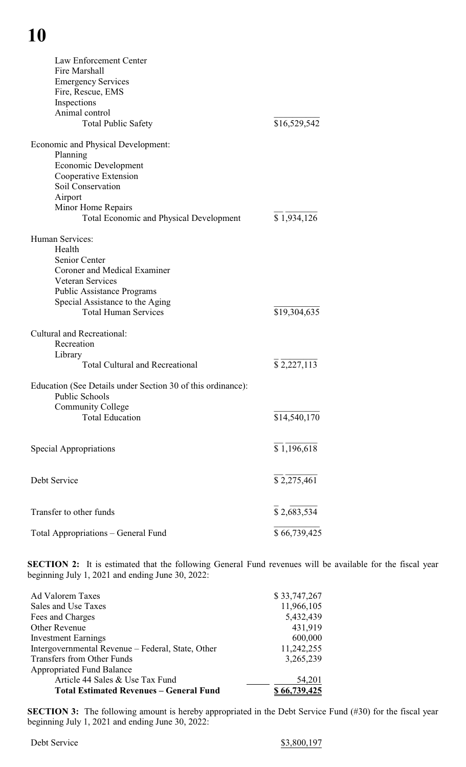| | |
|---|---|
| Law Enforcement Center | |
| Fire Marshall | |
| Emergency Services | |
| Fire, Rescue, EMS | |
| Inspections | |
| Animal control | |
| Total Public Safety | $16,529,542 |
| | |
| Economic and Physical Development: | |
| Planning | |
| Economic Development | |
| Cooperative Extension | |
| Soil Conservation | |
| Airport | |
| Minor Home Repairs | |
| Total Economic and Physical Development | $ 1,934,126 |
| | |
| Human Services: | |
| Health | |
| Senior Center | |
| Coroner and Medical Examiner | |
| Veteran Services | |
| Public Assistance Programs | |
| Special Assistance to the Aging | |
| Total Human Services | $19,304,635 |
| | |
| Cultural and Recreational: | |
| Recreation | |
| Library | |
| Total Cultural and Recreational | $ 2,227,113 |
| | |
| Education (See Details under Section 30 of this ordinance): | |
| Public Schools | |
| Community College | |
| Total Education | $14,540,170 |
| | |
| Special Appropriations | $ 1,196,618 |
| | |
| Debt Service | $ 2,275,461 |
| | |
| Transfer to other funds | $ 2,683,534 |
| | |
| Total Appropriations – General Fund | $ 66,739,425 |

**SECTION 2:** It is estimated that the following General Fund revenues will be available for the fiscal year beginning July 1, 2021 and ending June 30, 2022:

| | |
|---|---|
| Ad Valorem Taxes | $ 33,747,267 |
| Sales and Use Taxes | 11,966,105 |
| Fees and Charges | 5,432,439 |
| Other Revenue | 431,919 |
| Investment Earnings | 600,000 |
| Intergovernmental Revenue – Federal, State, Other | 11,242,255 |
| Transfers from Other Funds | 3,265,239 |
| Appropriated Fund Balance | |
| Article 44 Sales & Use Tax Fund | 54,201 |
| **Total Estimated Revenues – General Fund** | **$ 66,739,425** |

**SECTION 3:** The following amount is hereby appropriated in the Debt Service Fund (#30) for the fiscal year beginning July 1, 2021 and ending June 30, 2022:

| | |
|---|---|
| Debt Service | $3,800,197 |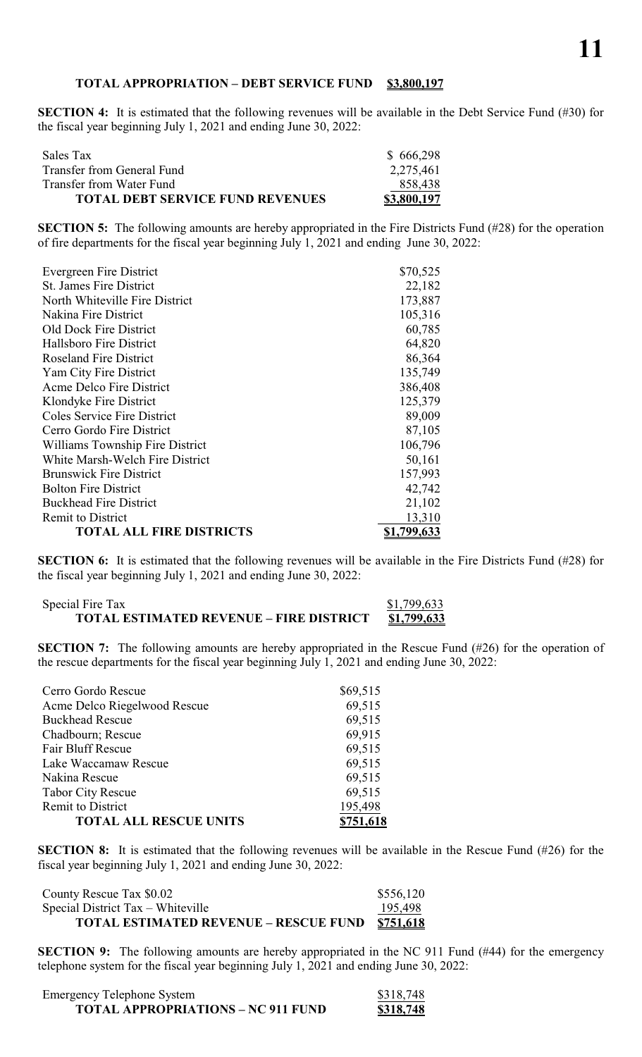**TOTAL APPROPRIATION – DEBT SERVICE FUND $3,800,197**

**SECTION 4:** It is estimated that the following revenues will be available in the Debt Service Fund (#30) for the fiscal year beginning July 1, 2021 and ending June 30, 2022:

| | |
|---|---|
| Sales Tax | $ 666,298 |
| Transfer from General Fund | 2,275,461 |
| Transfer from Water Fund | 858,438 |
| **TOTAL DEBT SERVICE FUND REVENUES** | **$3,800,197** |

**SECTION 5:** The following amounts are hereby appropriated in the Fire Districts Fund (#28) for the operation of fire departments for the fiscal year beginning July 1, 2021 and ending June 30, 2022:

| | |
|---|---|
| Evergreen Fire District | $70,525 |
| St. James Fire District | 22,182 |
| North Whiteville Fire District | 173,887 |
| Nakina Fire District | 105,316 |
| Old Dock Fire District | 60,785 |
| Hallsboro Fire District | 64,820 |
| Roseland Fire District | 86,364 |
| Yam City Fire District | 135,749 |
| Acme Delco Fire District | 386,408 |
| Klondyke Fire District | 125,379 |
| Coles Service Fire District | 89,009 |
| Cerro Gordo Fire District | 87,105 |
| Williams Township Fire District | 106,796 |
| White Marsh-Welch Fire District | 50,161 |
| Brunswick Fire District | 157,993 |
| Bolton Fire District | 42,742 |
| Buckhead Fire District | 21,102 |
| Remit to District | 13,310 |
| **TOTAL ALL FIRE DISTRICTS** | **$1,799,633** |

**SECTION 6:** It is estimated that the following revenues will be available in the Fire Districts Fund (#28) for the fiscal year beginning July 1, 2021 and ending June 30, 2022:

| | |
|---|---|
| Special Fire Tax | $1,799,633 |
| **TOTAL ESTIMATED REVENUE – FIRE DISTRICT** | **$1,799,633** |

**SECTION 7:** The following amounts are hereby appropriated in the Rescue Fund (#26) for the operation of the rescue departments for the fiscal year beginning July 1, 2021 and ending June 30, 2022:

| | |
|---|---|
| Cerro Gordo Rescue | $69,515 |
| Acme Delco Riegelwood Rescue | 69,515 |
| Buckhead Rescue | 69,515 |
| Chadbourn; Rescue | 69,915 |
| Fair Bluff Rescue | 69,515 |
| Lake Waccamaw Rescue | 69,515 |
| Nakina Rescue | 69,515 |
| Tabor City Rescue | 69,515 |
| Remit to District | 195,498 |
| **TOTAL ALL RESCUE UNITS** | **$751,618** |

**SECTION 8:** It is estimated that the following revenues will be available in the Rescue Fund (#26) for the fiscal year beginning July 1, 2021 and ending June 30, 2022:

| | |
|---|---|
| County Rescue Tax $0.02 | $556,120 |
| Special District Tax – Whiteville | 195,498 |
| **TOTAL ESTIMATED REVENUE – RESCUE FUND** | **$751,618** |

**SECTION 9:** The following amounts are hereby appropriated in the NC 911 Fund (#44) for the emergency telephone system for the fiscal year beginning July 1, 2021 and ending June 30, 2022:

| | |
|---|---|
| Emergency Telephone System | $318,748 |
| **TOTAL APPROPRIATIONS – NC 911 FUND** | **$318,748** |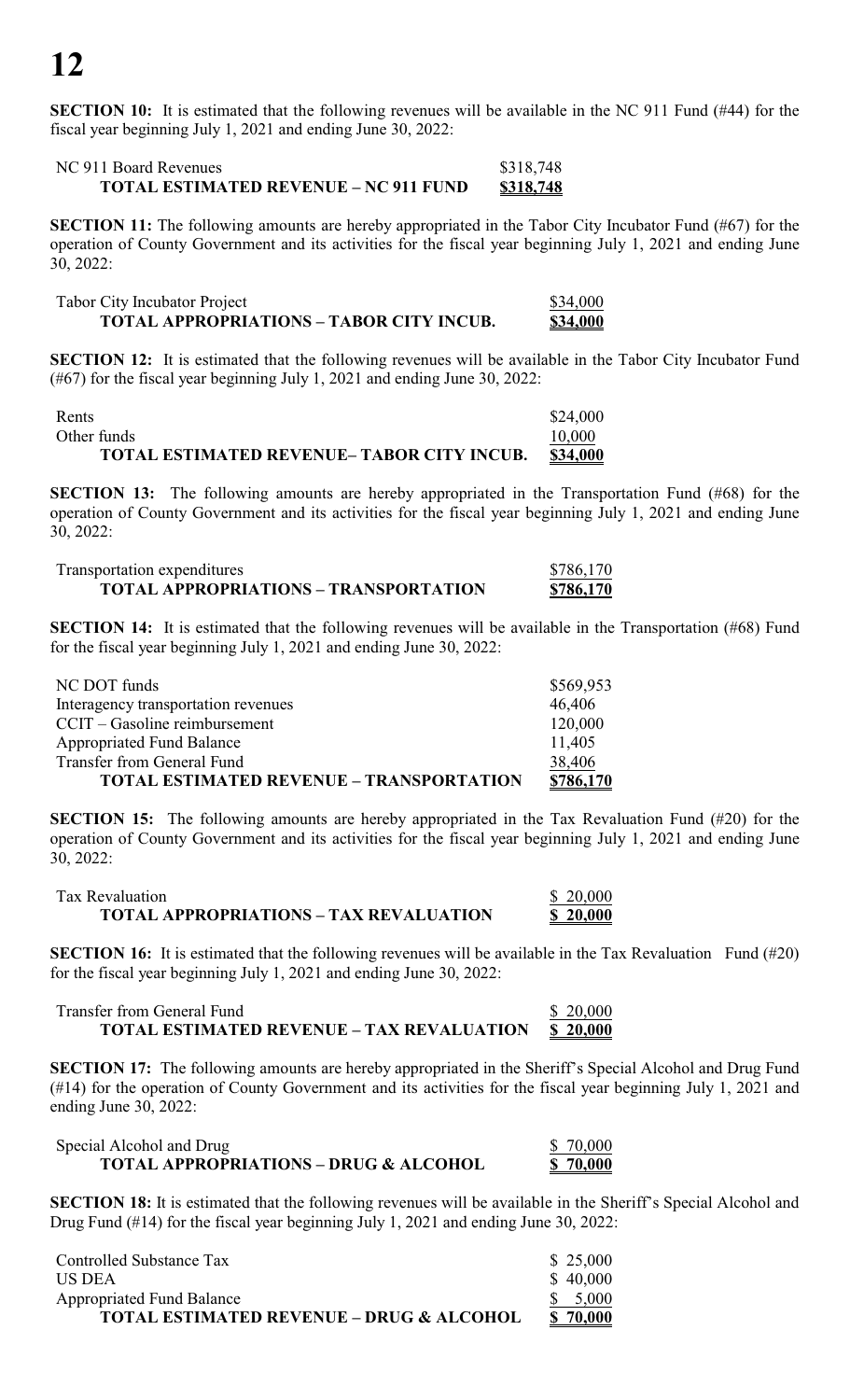**SECTION 10:** It is estimated that the following revenues will be available in the NC 911 Fund (#44) for the fiscal year beginning July 1, 2021 and ending June 30, 2022:

| | |
|---|---|
| NC 911 Board Revenues | $318,748 |
| **TOTAL ESTIMATED REVENUE – NC 911 FUND** | **$318,748** |

**SECTION 11:** The following amounts are hereby appropriated in the Tabor City Incubator Fund (#67) for the operation of County Government and its activities for the fiscal year beginning July 1, 2021 and ending June 30, 2022:

| | |
|---|---|
| Tabor City Incubator Project | $34,000 |
| **TOTAL APPROPRIATIONS – TABOR CITY INCUB.** | **$34,000** |

**SECTION 12:** It is estimated that the following revenues will be available in the Tabor City Incubator Fund (#67) for the fiscal year beginning July 1, 2021 and ending June 30, 2022:

| | |
|---|---|
| Rents | $24,000 |
| Other funds | 10,000 |
| **TOTAL ESTIMATED REVENUE– TABOR CITY INCUB.** | **$34,000** |

**SECTION 13:** The following amounts are hereby appropriated in the Transportation Fund (#68) for the operation of County Government and its activities for the fiscal year beginning July 1, 2021 and ending June 30, 2022:

| | |
|---|---|
| Transportation expenditures | $786,170 |
| **TOTAL APPROPRIATIONS – TRANSPORTATION** | **$786,170** |

**SECTION 14:** It is estimated that the following revenues will be available in the Transportation (#68) Fund for the fiscal year beginning July 1, 2021 and ending June 30, 2022:

| | |
|---|---|
| NC DOT funds | $569,953 |
| Interagency transportation revenues | 46,406 |
| CCIT – Gasoline reimbursement | 120,000 |
| Appropriated Fund Balance | 11,405 |
| Transfer from General Fund | 38,406 |
| **TOTAL ESTIMATED REVENUE – TRANSPORTATION** | **$786,170** |

**SECTION 15:** The following amounts are hereby appropriated in the Tax Revaluation Fund (#20) for the operation of County Government and its activities for the fiscal year beginning July 1, 2021 and ending June 30, 2022:

| | |
|---|---|
| Tax Revaluation | $ 20,000 |
| **TOTAL APPROPRIATIONS – TAX REVALUATION** | **$ 20,000** |

**SECTION 16:** It is estimated that the following revenues will be available in the Tax Revaluation Fund (#20) for the fiscal year beginning July 1, 2021 and ending June 30, 2022:

| | |
|---|---|
| Transfer from General Fund | $ 20,000 |
| **TOTAL ESTIMATED REVENUE – TAX REVALUATION** | **$ 20,000** |

**SECTION 17:** The following amounts are hereby appropriated in the Sheriff's Special Alcohol and Drug Fund (#14) for the operation of County Government and its activities for the fiscal year beginning July 1, 2021 and ending June 30, 2022:

| | |
|---|---|
| Special Alcohol and Drug | $ 70,000 |
| **TOTAL APPROPRIATIONS – DRUG & ALCOHOL** | **$ 70,000** |

**SECTION 18:** It is estimated that the following revenues will be available in the Sheriff's Special Alcohol and Drug Fund (#14) for the fiscal year beginning July 1, 2021 and ending June 30, 2022:

| | |
|---|---|
| Controlled Substance Tax | $ 25,000 |
| US DEA | $ 40,000 |
| Appropriated Fund Balance | $ 5,000 |
| **TOTAL ESTIMATED REVENUE – DRUG & ALCOHOL** | **$ 70,000** |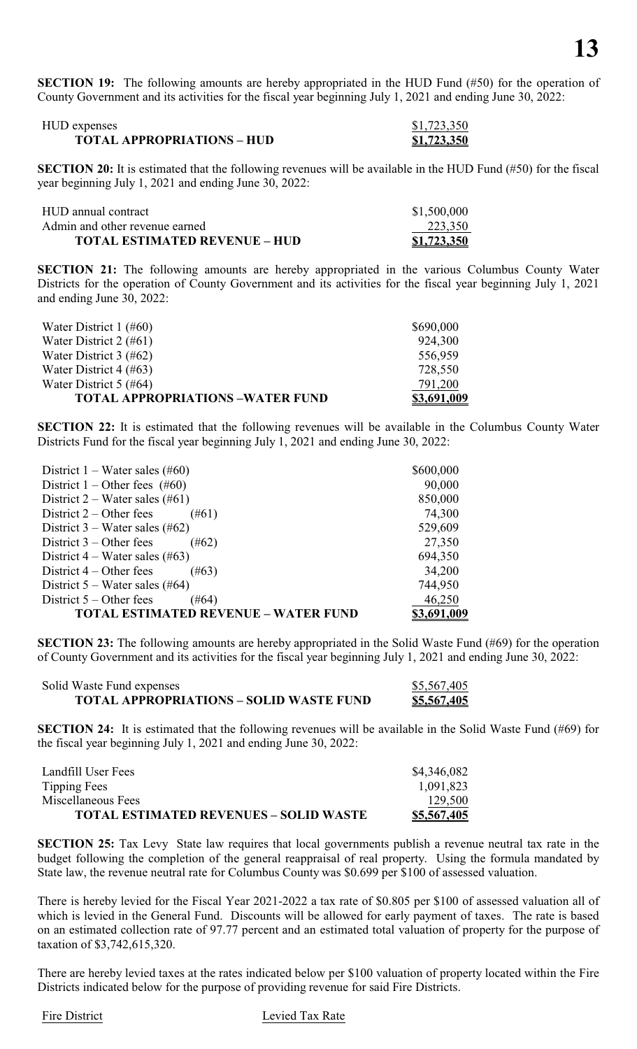**SECTION 19:** The following amounts are hereby appropriated in the HUD Fund (#50) for the operation of County Government and its activities for the fiscal year beginning July 1, 2021 and ending June 30, 2022:

| | |
|---|---:|
| HUD expenses | $1,723,350 |
| **TOTAL APPROPRIATIONS – HUD** | **$1,723,350** |

**SECTION 20:** It is estimated that the following revenues will be available in the HUD Fund (#50) for the fiscal year beginning July 1, 2021 and ending June 30, 2022:

| | |
|---|---:|
| HUD annual contract | $1,500,000 |
| Admin and other revenue earned | 223,350 |
| **TOTAL ESTIMATED REVENUE – HUD** | **$1,723,350** |

**SECTION 21:** The following amounts are hereby appropriated in the various Columbus County Water Districts for the operation of County Government and its activities for the fiscal year beginning July 1, 2021 and ending June 30, 2022:

| | |
|---|---:|
| Water District 1 (#60) | $690,000 |
| Water District 2 (#61) | 924,300 |
| Water District 3 (#62) | 556,959 |
| Water District 4 (#63) | 728,550 |
| Water District 5 (#64) | 791,200 |
| **TOTAL APPROPRIATIONS –WATER FUND** | **$3,691,009** |

**SECTION 22:** It is estimated that the following revenues will be available in the Columbus County Water Districts Fund for the fiscal year beginning July 1, 2021 and ending June 30, 2022:

| | |
|---|---:|
| District 1 – Water sales (#60) | $600,000 |
| District 1 – Other fees (#60) | 90,000 |
| District 2 – Water sales (#61) | 850,000 |
| District 2 – Other fees (#61) | 74,300 |
| District 3 – Water sales (#62) | 529,609 |
| District 3 – Other fees (#62) | 27,350 |
| District 4 – Water sales (#63) | 694,350 |
| District 4 – Other fees (#63) | 34,200 |
| District 5 – Water sales (#64) | 744,950 |
| District 5 – Other fees (#64) | 46,250 |
| **TOTAL ESTIMATED REVENUE – WATER FUND** | **$3,691,009** |

**SECTION 23:** The following amounts are hereby appropriated in the Solid Waste Fund (#69) for the operation of County Government and its activities for the fiscal year beginning July 1, 2021 and ending June 30, 2022:

| | |
|---|---:|
| Solid Waste Fund expenses | $5,567,405 |
| **TOTAL APPROPRIATIONS – SOLID WASTE FUND** | **$5,567,405** |

**SECTION 24:** It is estimated that the following revenues will be available in the Solid Waste Fund (#69) for the fiscal year beginning July 1, 2021 and ending June 30, 2022:

| | |
|---|---:|
| Landfill User Fees | $4,346,082 |
| Tipping Fees | 1,091,823 |
| Miscellaneous Fees | 129,500 |
| **TOTAL ESTIMATED REVENUES – SOLID WASTE** | **$5,567,405** |

**SECTION 25:** Tax Levy State law requires that local governments publish a revenue neutral tax rate in the budget following the completion of the general reappraisal of real property. Using the formula mandated by State law, the revenue neutral rate for Columbus County was $0.699 per $100 of assessed valuation.

There is hereby levied for the Fiscal Year 2021-2022 a tax rate of $0.805 per $100 of assessed valuation all of which is levied in the General Fund. Discounts will be allowed for early payment of taxes. The rate is based on an estimated collection rate of 97.77 percent and an estimated total valuation of property for the purpose of taxation of $3,742,615,320.

There are hereby levied taxes at the rates indicated below per $100 valuation of property located within the Fire Districts indicated below for the purpose of providing revenue for said Fire Districts.

| Fire District | Levied Tax Rate |
|---|---|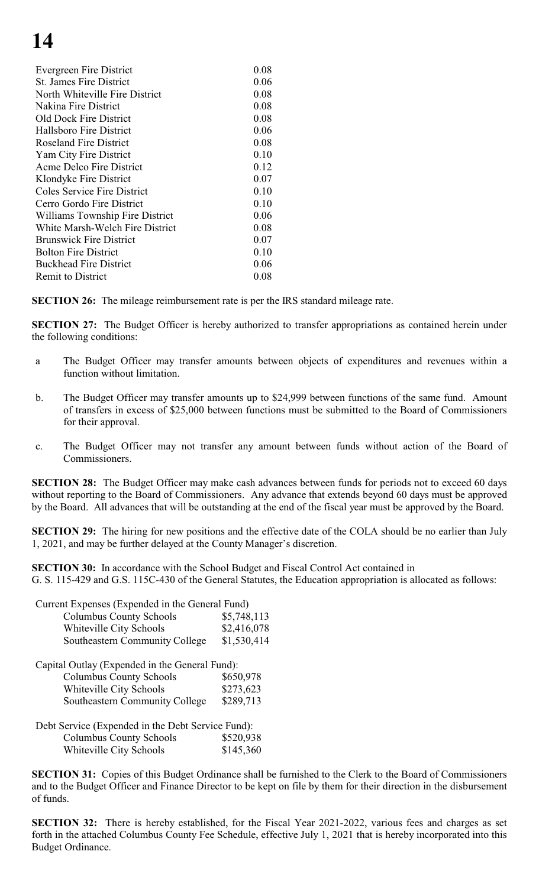| | |
|---|---|
| Evergreen Fire District | 0.08 |
| St. James Fire District | 0.06 |
| North Whiteville Fire District | 0.08 |
| Nakina Fire District | 0.08 |
| Old Dock Fire District | 0.08 |
| Hallsboro Fire District | 0.06 |
| Roseland Fire District | 0.08 |
| Yam City Fire District | 0.10 |
| Acme Delco Fire District | 0.12 |
| Klondyke Fire District | 0.07 |
| Coles Service Fire District | 0.10 |
| Cerro Gordo Fire District | 0.10 |
| Williams Township Fire District | 0.06 |
| White Marsh-Welch Fire District | 0.08 |
| Brunswick Fire District | 0.07 |
| Bolton Fire District | 0.10 |
| Buckhead Fire District | 0.06 |
| Remit to District | 0.08 |

**SECTION 26:** The mileage reimbursement rate is per the IRS standard mileage rate.

**SECTION 27:** The Budget Officer is hereby authorized to transfer appropriations as contained herein under the following conditions:

a The Budget Officer may transfer amounts between objects of expenditures and revenues within a function without limitation.

b. The Budget Officer may transfer amounts up to $24,999 between functions of the same fund. Amount of transfers in excess of $25,000 between functions must be submitted to the Board of Commissioners for their approval.

c. The Budget Officer may not transfer any amount between funds without action of the Board of Commissioners.

**SECTION 28:** The Budget Officer may make cash advances between funds for periods not to exceed 60 days without reporting to the Board of Commissioners. Any advance that extends beyond 60 days must be approved by the Board. All advances that will be outstanding at the end of the fiscal year must be approved by the Board.

**SECTION 29:** The hiring for new positions and the effective date of the COLA should be no earlier than July 1, 2021, and may be further delayed at the County Manager's discretion.

**SECTION 30:** In accordance with the School Budget and Fiscal Control Act contained in G. S. 115-429 and G.S. 115C-430 of the General Statutes, the Education appropriation is allocated as follows:

| | |
|---|---|
| Current Expenses (Expended in the General Fund) | |
| Columbus County Schools | $5,748,113 |
| Whiteville City Schools | $2,416,078 |
| Southeastern Community College | $1,530,414 |
| | |
| Capital Outlay (Expended in the General Fund): | |
| Columbus County Schools | $650,978 |
| Whiteville City Schools | $273,623 |
| Southeastern Community College | $289,713 |
| | |
| Debt Service (Expended in the Debt Service Fund): | |
| Columbus County Schools | $520,938 |
| Whiteville City Schools | $145,360 |

**SECTION 31:** Copies of this Budget Ordinance shall be furnished to the Clerk to the Board of Commissioners and to the Budget Officer and Finance Director to be kept on file by them for their direction in the disbursement of funds.

**SECTION 32:** There is hereby established, for the Fiscal Year 2021-2022, various fees and charges as set forth in the attached Columbus County Fee Schedule, effective July 1, 2021 that is hereby incorporated into this Budget Ordinance.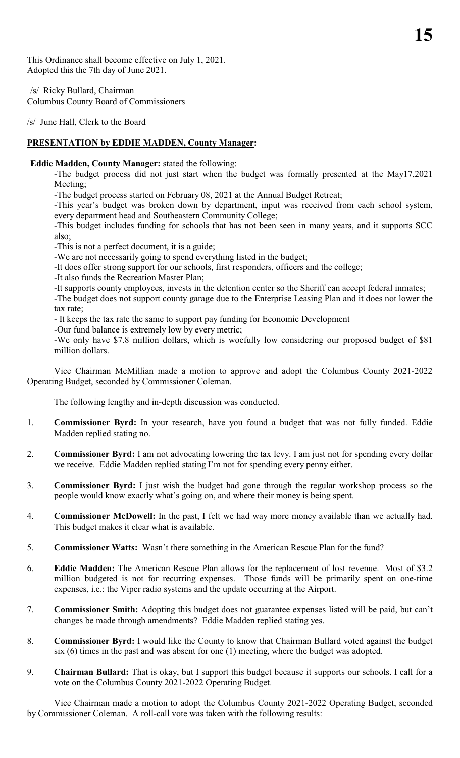This Ordinance shall become effective on July 1, 2021.
Adopted this the 7th day of June 2021.

/s/ Ricky Bullard, Chairman
Columbus County Board of Commissioners

/s/ June Hall, Clerk to the Board

**PRESENTATION by EDDIE MADDEN, County Manager:**

**Eddie Madden, County Manager:** stated the following:

-The budget process did not just start when the budget was formally presented at the May17,2021 Meeting;
-The budget process started on February 08, 2021 at the Annual Budget Retreat;
-This year's budget was broken down by department, input was received from each school system, every department head and Southeastern Community College;
-This budget includes funding for schools that has not been seen in many years, and it supports SCC also;
-This is not a perfect document, it is a guide;
-We are not necessarily going to spend everything listed in the budget;
-It does offer strong support for our schools, first responders, officers and the college;
-It also funds the Recreation Master Plan;
-It supports county employees, invests in the detention center so the Sheriff can accept federal inmates;
-The budget does not support county garage due to the Enterprise Leasing Plan and it does not lower the tax rate;
- It keeps the tax rate the same to support pay funding for Economic Development
-Our fund balance is extremely low by every metric;
-We only have $7.8 million dollars, which is woefully low considering our proposed budget of $81 million dollars.

Vice Chairman McMillian made a motion to approve and adopt the Columbus County 2021-2022 Operating Budget, seconded by Commissioner Coleman.

The following lengthy and in-depth discussion was conducted.

1. **Commissioner Byrd:** In your research, have you found a budget that was not fully funded. Eddie Madden replied stating no.

2. **Commissioner Byrd:** I am not advocating lowering the tax levy. I am just not for spending every dollar we receive. Eddie Madden replied stating I'm not for spending every penny either.

3. **Commissioner Byrd:** I just wish the budget had gone through the regular workshop process so the people would know exactly what's going on, and where their money is being spent.

4. **Commissioner McDowell:** In the past, I felt we had way more money available than we actually had. This budget makes it clear what is available.

5. **Commissioner Watts:** Wasn't there something in the American Rescue Plan for the fund?

6. **Eddie Madden:** The American Rescue Plan allows for the replacement of lost revenue. Most of $3.2 million budgeted is not for recurring expenses. Those funds will be primarily spent on one-time expenses, i.e.: the Viper radio systems and the update occurring at the Airport.

7. **Commissioner Smith:** Adopting this budget does not guarantee expenses listed will be paid, but can't changes be made through amendments? Eddie Madden replied stating yes.

8. **Commissioner Byrd:** I would like the County to know that Chairman Bullard voted against the budget six (6) times in the past and was absent for one (1) meeting, where the budget was adopted.

9. **Chairman Bullard:** That is okay, but I support this budget because it supports our schools. I call for a vote on the Columbus County 2021-2022 Operating Budget.

Vice Chairman made a motion to adopt the Columbus County 2021-2022 Operating Budget, seconded by Commissioner Coleman. A roll-call vote was taken with the following results: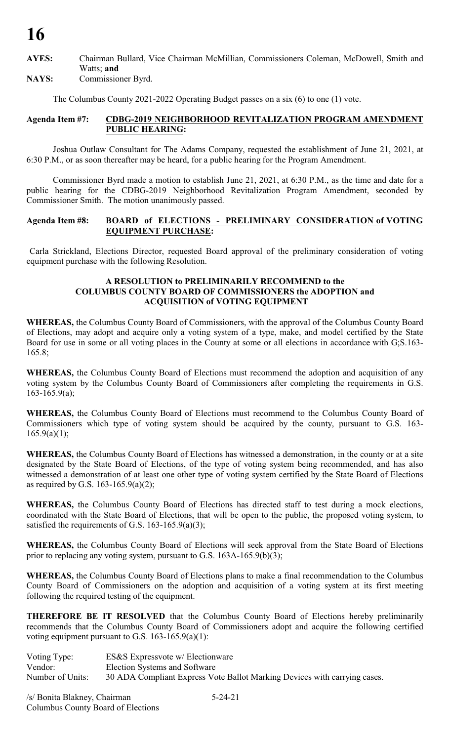**AYES:** Chairman Bullard, Vice Chairman McMillian, Commissioners Coleman, McDowell, Smith and Watts; **and**

**NAYS:** Commissioner Byrd.

The Columbus County 2021-2022 Operating Budget passes on a six (6) to one (1) vote.

**Agenda Item #7: CDBG-2019 NEIGHBORHOOD REVITALIZATION PROGRAM AMENDMENT PUBLIC HEARING:**

Joshua Outlaw Consultant for The Adams Company, requested the establishment of June 21, 2021, at 6:30 P.M., or as soon thereafter may be heard, for a public hearing for the Program Amendment.

Commissioner Byrd made a motion to establish June 21, 2021, at 6:30 P.M., as the time and date for a public hearing for the CDBG-2019 Neighborhood Revitalization Program Amendment, seconded by Commissioner Smith. The motion unanimously passed.

**Agenda Item #8: BOARD of ELECTIONS - PRELIMINARY CONSIDERATION of VOTING EQUIPMENT PURCHASE:**

Carla Strickland, Elections Director, requested Board approval of the preliminary consideration of voting equipment purchase with the following Resolution.

**A RESOLUTION to PRELIMINARILY RECOMMEND to the COLUMBUS COUNTY BOARD OF COMMISSIONERS the ADOPTION and ACQUISITION of VOTING EQUIPMENT**

**WHEREAS,** the Columbus County Board of Commissioners, with the approval of the Columbus County Board of Elections, may adopt and acquire only a voting system of a type, make, and model certified by the State Board for use in some or all voting places in the County at some or all elections in accordance with G;S.163-165.8;

**WHEREAS,** the Columbus County Board of Elections must recommend the adoption and acquisition of any voting system by the Columbus County Board of Commissioners after completing the requirements in G.S. 163-165.9(a);

**WHEREAS,** the Columbus County Board of Elections must recommend to the Columbus County Board of Commissioners which type of voting system should be acquired by the county, pursuant to G.S. 163-165.9(a)(1);

**WHEREAS,** the Columbus County Board of Elections has witnessed a demonstration, in the county or at a site designated by the State Board of Elections, of the type of voting system being recommended, and has also witnessed a demonstration of at least one other type of voting system certified by the State Board of Elections as required by G.S. 163-165.9(a)(2);

**WHEREAS,** the Columbus County Board of Elections has directed staff to test during a mock elections, coordinated with the State Board of Elections, that will be open to the public, the proposed voting system, to satisfied the requirements of G.S. 163-165.9(a)(3);

**WHEREAS,** the Columbus County Board of Elections will seek approval from the State Board of Elections prior to replacing any voting system, pursuant to G.S. 163A-165.9(b)(3);

**WHEREAS,** the Columbus County Board of Elections plans to make a final recommendation to the Columbus County Board of Commissioners on the adoption and acquisition of a voting system at its first meeting following the required testing of the equipment.

**THEREFORE BE IT RESOLVED** that the Columbus County Board of Elections hereby preliminarily recommends that the Columbus County Board of Commissioners adopt and acquire the following certified voting equipment pursuant to G.S. 163-165.9(a)(1):

Voting Type: ES&S Expressvote w/ Electionware
Vendor: Election Systems and Software
Number of Units: 30 ADA Compliant Express Vote Ballot Marking Devices with carrying cases.

/s/ Bonita Blakney, Chairman 5-24-21
Columbus County Board of Elections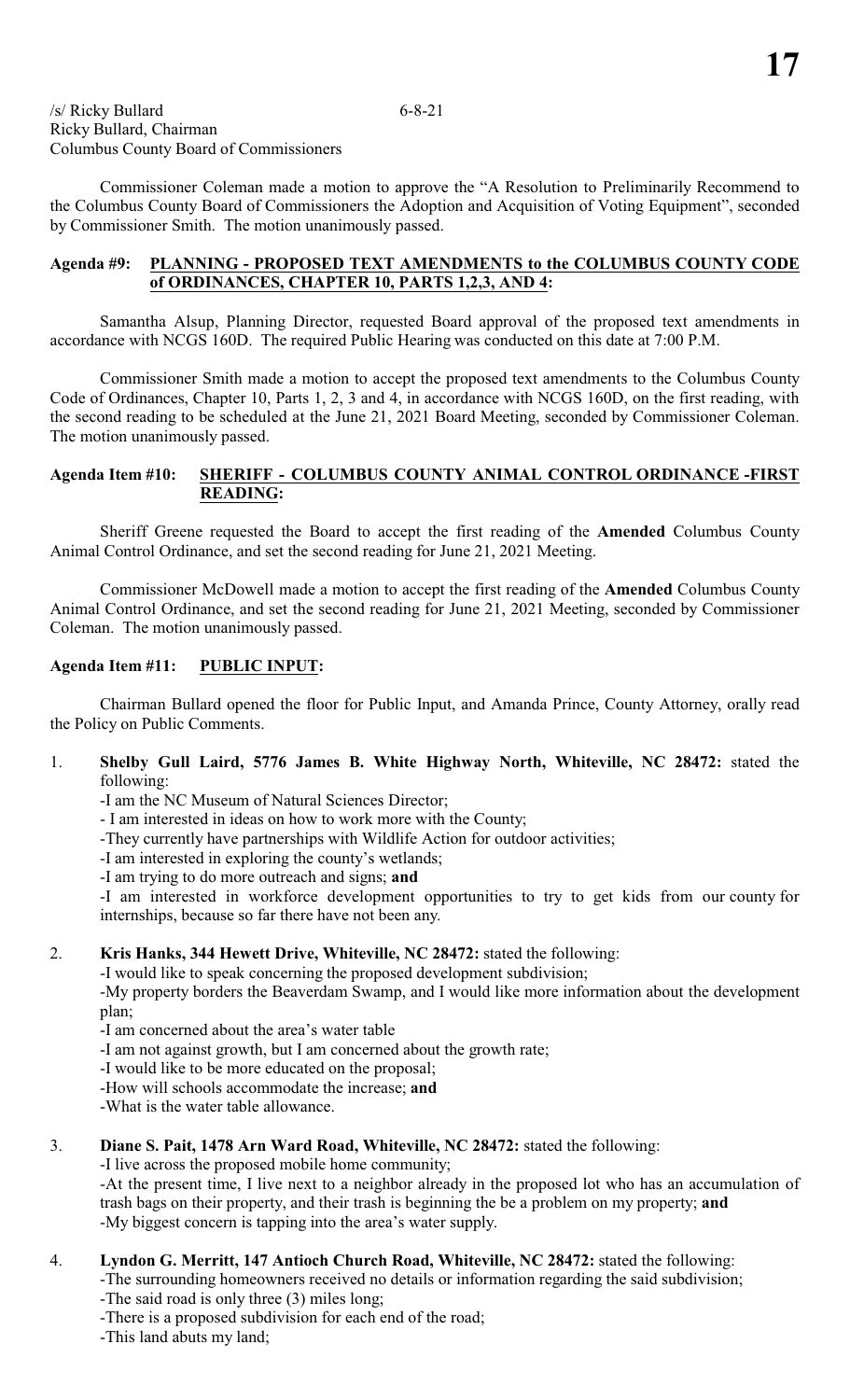/s/ Ricky Bullard 6-8-21
Ricky Bullard, Chairman
Columbus County Board of Commissioners

Commissioner Coleman made a motion to approve the "A Resolution to Preliminarily Recommend to the Columbus County Board of Commissioners the Adoption and Acquisition of Voting Equipment", seconded by Commissioner Smith. The motion unanimously passed.

**Agenda #9: PLANNING - PROPOSED TEXT AMENDMENTS to the COLUMBUS COUNTY CODE of ORDINANCES, CHAPTER 10, PARTS 1,2,3, AND 4:**

Samantha Alsup, Planning Director, requested Board approval of the proposed text amendments in accordance with NCGS 160D. The required Public Hearing was conducted on this date at 7:00 P.M.

Commissioner Smith made a motion to accept the proposed text amendments to the Columbus County Code of Ordinances, Chapter 10, Parts 1, 2, 3 and 4, in accordance with NCGS 160D, on the first reading, with the second reading to be scheduled at the June 21, 2021 Board Meeting, seconded by Commissioner Coleman. The motion unanimously passed.

**Agenda Item #10: SHERIFF - COLUMBUS COUNTY ANIMAL CONTROL ORDINANCE -FIRST READING:**

Sheriff Greene requested the Board to accept the first reading of the **Amended** Columbus County Animal Control Ordinance, and set the second reading for June 21, 2021 Meeting.

Commissioner McDowell made a motion to accept the first reading of the **Amended** Columbus County Animal Control Ordinance, and set the second reading for June 21, 2021 Meeting, seconded by Commissioner Coleman. The motion unanimously passed.

**Agenda Item #11: PUBLIC INPUT:**

Chairman Bullard opened the floor for Public Input, and Amanda Prince, County Attorney, orally read the Policy on Public Comments.

1. **Shelby Gull Laird, 5776 James B. White Highway North, Whiteville, NC 28472:** stated the following:
   -I am the NC Museum of Natural Sciences Director;
   - I am interested in ideas on how to work more with the County;
   -They currently have partnerships with Wildlife Action for outdoor activities;
   -I am interested in exploring the county's wetlands;
   -I am trying to do more outreach and signs; **and**
   -I am interested in workforce development opportunities to try to get kids from our county for internships, because so far there have not been any.

2. **Kris Hanks, 344 Hewett Drive, Whiteville, NC 28472:** stated the following:
   -I would like to speak concerning the proposed development subdivision;
   -My property borders the Beaverdam Swamp, and I would like more information about the development plan;
   -I am concerned about the area's water table
   -I am not against growth, but I am concerned about the growth rate;
   -I would like to be more educated on the proposal;
   -How will schools accommodate the increase; **and**
   -What is the water table allowance.

3. **Diane S. Pait, 1478 Arn Ward Road, Whiteville, NC 28472:** stated the following:
   -I live across the proposed mobile home community;
   -At the present time, I live next to a neighbor already in the proposed lot who has an accumulation of trash bags on their property, and their trash is beginning the be a problem on my property; **and**
   -My biggest concern is tapping into the area's water supply.

4. **Lyndon G. Merritt, 147 Antioch Church Road, Whiteville, NC 28472:** stated the following:
   -The surrounding homeowners received no details or information regarding the said subdivision;
   -The said road is only three (3) miles long;
   -There is a proposed subdivision for each end of the road;
   -This land abuts my land;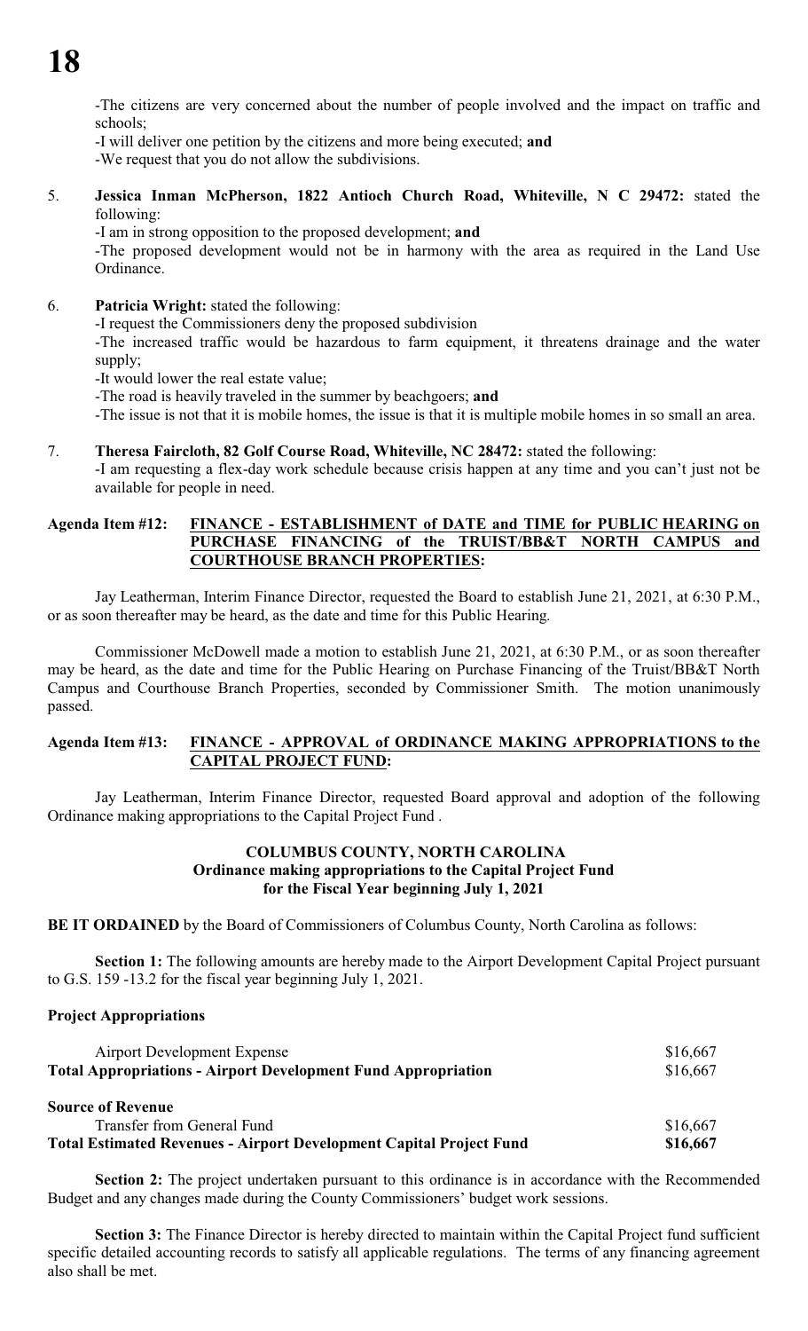-The citizens are very concerned about the number of people involved and the impact on traffic and schools;

-I will deliver one petition by the citizens and more being executed; **and**

-We request that you do not allow the subdivisions.

5. **Jessica Inman McPherson, 1822 Antioch Church Road, Whiteville, N C 29472:** stated the following:

   -I am in strong opposition to the proposed development; **and**

   -The proposed development would not be in harmony with the area as required in the Land Use Ordinance.

6. **Patricia Wright:** stated the following:

   -I request the Commissioners deny the proposed subdivision

   -The increased traffic would be hazardous to farm equipment, it threatens drainage and the water supply;

   -It would lower the real estate value;

   -The road is heavily traveled in the summer by beachgoers; **and**

   -The issue is not that it is mobile homes, the issue is that it is multiple mobile homes in so small an area.

7. **Theresa Faircloth, 82 Golf Course Road, Whiteville, NC 28472:** stated the following:

   -I am requesting a flex-day work schedule because crisis happen at any time and you can't just not be available for people in need.

**Agenda Item #12: FINANCE - ESTABLISHMENT of DATE and TIME for PUBLIC HEARING on PURCHASE FINANCING of the TRUIST/BB&T NORTH CAMPUS and COURTHOUSE BRANCH PROPERTIES:**

Jay Leatherman, Interim Finance Director, requested the Board to establish June 21, 2021, at 6:30 P.M., or as soon thereafter may be heard, as the date and time for this Public Hearing.

Commissioner McDowell made a motion to establish June 21, 2021, at 6:30 P.M., or as soon thereafter may be heard, as the date and time for the Public Hearing on Purchase Financing of the Truist/BB&T North Campus and Courthouse Branch Properties, seconded by Commissioner Smith. The motion unanimously passed.

**Agenda Item #13: FINANCE - APPROVAL of ORDINANCE MAKING APPROPRIATIONS to the CAPITAL PROJECT FUND:**

Jay Leatherman, Interim Finance Director, requested Board approval and adoption of the following Ordinance making appropriations to the Capital Project Fund .

**COLUMBUS COUNTY, NORTH CAROLINA**
**Ordinance making appropriations to the Capital Project Fund**
**for the Fiscal Year beginning July 1, 2021**

**BE IT ORDAINED** by the Board of Commissioners of Columbus County, North Carolina as follows:

**Section 1:** The following amounts are hereby made to the Airport Development Capital Project pursuant to G.S. 159 -13.2 for the fiscal year beginning July 1, 2021.

**Project Appropriations**

| | |
|---|---|
| Airport Development Expense | $16,667 |
| **Total Appropriations - Airport Development Fund Appropriation** | $16,667 |
| **Source of Revenue** | |
| Transfer from General Fund | $16,667 |
| **Total Estimated Revenues - Airport Development Capital Project Fund** | **$16,667** |

**Section 2:** The project undertaken pursuant to this ordinance is in accordance with the Recommended Budget and any changes made during the County Commissioners' budget work sessions.

**Section 3:** The Finance Director is hereby directed to maintain within the Capital Project fund sufficient specific detailed accounting records to satisfy all applicable regulations. The terms of any financing agreement also shall be met.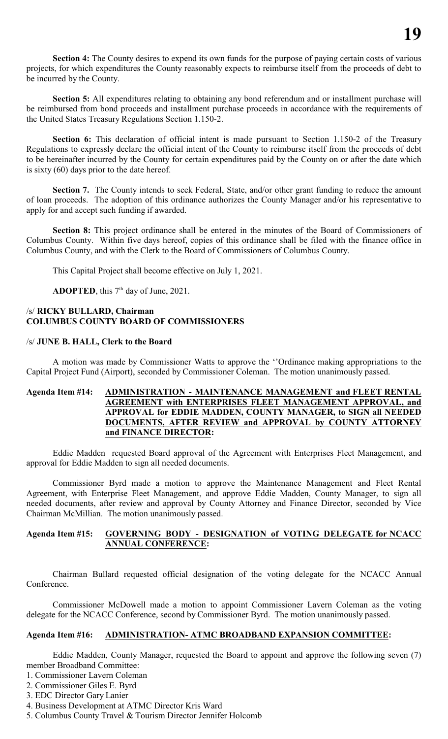**Section 4:** The County desires to expend its own funds for the purpose of paying certain costs of various projects, for which expenditures the County reasonably expects to reimburse itself from the proceeds of debt to be incurred by the County.

**Section 5:** All expenditures relating to obtaining any bond referendum and or installment purchase will be reimbursed from bond proceeds and installment purchase proceeds in accordance with the requirements of the United States Treasury Regulations Section 1.150-2.

**Section 6:** This declaration of official intent is made pursuant to Section 1.150-2 of the Treasury Regulations to expressly declare the official intent of the County to reimburse itself from the proceeds of debt to be hereinafter incurred by the County for certain expenditures paid by the County on or after the date which is sixty (60) days prior to the date hereof.

**Section 7.** The County intends to seek Federal, State, and/or other grant funding to reduce the amount of loan proceeds. The adoption of this ordinance authorizes the County Manager and/or his representative to apply for and accept such funding if awarded.

**Section 8:** This project ordinance shall be entered in the minutes of the Board of Commissioners of Columbus County. Within five days hereof, copies of this ordinance shall be filed with the finance office in Columbus County, and with the Clerk to the Board of Commissioners of Columbus County.

This Capital Project shall become effective on July 1, 2021.

**ADOPTED**, this 7th day of June, 2021.

/s/ **RICKY BULLARD, Chairman**
**COLUMBUS COUNTY BOARD OF COMMISSIONERS**

/s/ **JUNE B. HALL, Clerk to the Board**

A motion was made by Commissioner Watts to approve the ''Ordinance making appropriations to the Capital Project Fund (Airport), seconded by Commissioner Coleman. The motion unanimously passed.

**Agenda Item #14: ADMINISTRATION - MAINTENANCE MANAGEMENT and FLEET RENTAL AGREEMENT with ENTERPRISES FLEET MANAGEMENT APPROVAL, and APPROVAL for EDDIE MADDEN, COUNTY MANAGER, to SIGN all NEEDED DOCUMENTS, AFTER REVIEW and APPROVAL by COUNTY ATTORNEY and FINANCE DIRECTOR:**

Eddie Madden requested Board approval of the Agreement with Enterprises Fleet Management, and approval for Eddie Madden to sign all needed documents.

Commissioner Byrd made a motion to approve the Maintenance Management and Fleet Rental Agreement, with Enterprise Fleet Management, and approve Eddie Madden, County Manager, to sign all needed documents, after review and approval by County Attorney and Finance Director, seconded by Vice Chairman McMillian. The motion unanimously passed.

**Agenda Item #15: GOVERNING BODY - DESIGNATION of VOTING DELEGATE for NCACC ANNUAL CONFERENCE:**

Chairman Bullard requested official designation of the voting delegate for the NCACC Annual Conference.

Commissioner McDowell made a motion to appoint Commissioner Lavern Coleman as the voting delegate for the NCACC Conference, second by Commissioner Byrd. The motion unanimously passed.

**Agenda Item #16: ADMINISTRATION- ATMC BROADBAND EXPANSION COMMITTEE:**

Eddie Madden, County Manager, requested the Board to appoint and approve the following seven (7) member Broadband Committee:

1. Commissioner Lavern Coleman
2. Commissioner Giles E. Byrd
3. EDC Director Gary Lanier
4. Business Development at ATMC Director Kris Ward
5. Columbus County Travel & Tourism Director Jennifer Holcomb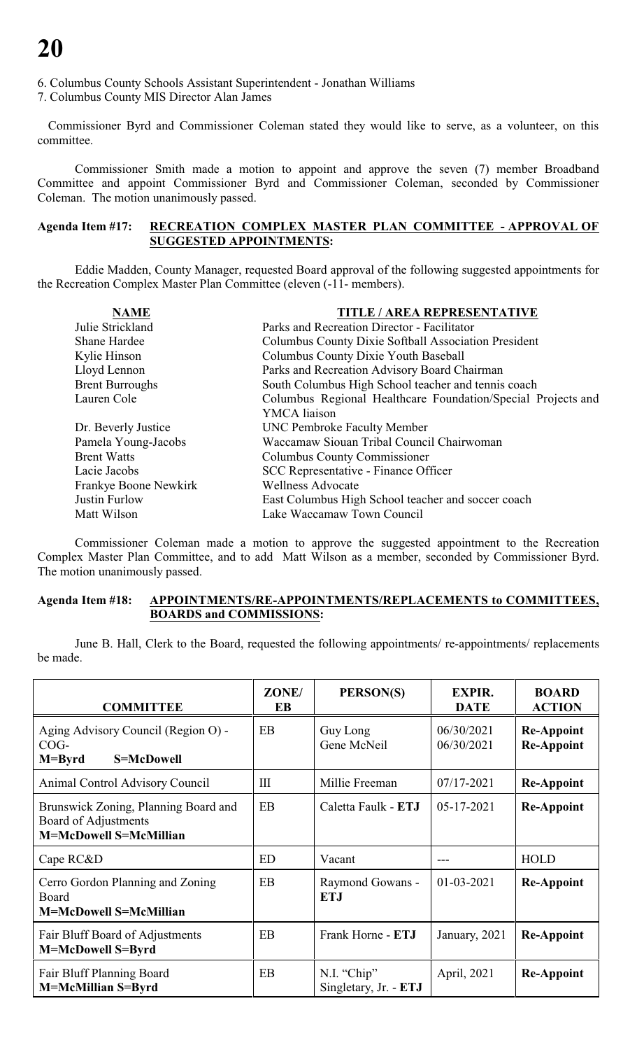6. Columbus County Schools Assistant Superintendent - Jonathan Williams
7. Columbus County MIS Director Alan James

Commissioner Byrd and Commissioner Coleman stated they would like to serve, as a volunteer, on this committee.

Commissioner Smith made a motion to appoint and approve the seven (7) member Broadband Committee and appoint Commissioner Byrd and Commissioner Coleman, seconded by Commissioner Coleman. The motion unanimously passed.

**Agenda Item #17: RECREATION COMPLEX MASTER PLAN COMMITTEE - APPROVAL OF SUGGESTED APPOINTMENTS:**

Eddie Madden, County Manager, requested Board approval of the following suggested appointments for the Recreation Complex Master Plan Committee (eleven (-11- members).

| NAME | TITLE / AREA REPRESENTATIVE |
|---|---|
| Julie Strickland | Parks and Recreation Director - Facilitator |
| Shane Hardee | Columbus County Dixie Softball Association President |
| Kylie Hinson | Columbus County Dixie Youth Baseball |
| Lloyd Lennon | Parks and Recreation Advisory Board Chairman |
| Brent Burroughs | South Columbus High School teacher and tennis coach |
| Lauren Cole | Columbus Regional Healthcare Foundation/Special Projects and YMCA liaison |
| Dr. Beverly Justice | UNC Pembroke Faculty Member |
| Pamela Young-Jacobs | Waccamaw Siouan Tribal Council Chairwoman |
| Brent Watts | Columbus County Commissioner |
| Lacie Jacobs | SCC Representative - Finance Officer |
| Frankye Boone Newkirk | Wellness Advocate |
| Justin Furlow | East Columbus High School teacher and soccer coach |
| Matt Wilson | Lake Waccamaw Town Council |

Commissioner Coleman made a motion to approve the suggested appointment to the Recreation Complex Master Plan Committee, and to add Matt Wilson as a member, seconded by Commissioner Byrd. The motion unanimously passed.

**Agenda Item #18: APPOINTMENTS/RE-APPOINTMENTS/REPLACEMENTS to COMMITTEES, BOARDS and COMMISSIONS:**

June B. Hall, Clerk to the Board, requested the following appointments/ re-appointments/ replacements be made.

| COMMITTEE | ZONE/ EB | PERSON(S) | EXPIR. DATE | BOARD ACTION |
|---|---|---|---|---|
| Aging Advisory Council (Region O) - COG- **M=Byrd S=McDowell** | EB | Guy Long<br>Gene McNeil | 06/30/2021<br>06/30/2021 | **Re-Appoint**<br>**Re-Appoint** |
| Animal Control Advisory Council | III | Millie Freeman | 07/17-2021 | **Re-Appoint** |
| Brunswick Zoning, Planning Board and Board of Adjustments **M=McDowell S=McMillian** | EB | Caletta Faulk - **ETJ** | 05-17-2021 | **Re-Appoint** |
| Cape RC&D | ED | Vacant | --- | HOLD |
| Cerro Gordon Planning and Zoning Board **M=McDowell S=McMillian** | EB | Raymond Gowans - **ETJ** | 01-03-2021 | **Re-Appoint** |
| Fair Bluff Board of Adjustments **M=McDowell S=Byrd** | EB | Frank Horne - **ETJ** | January, 2021 | **Re-Appoint** |
| Fair Bluff Planning Board **M=McMillian S=Byrd** | EB | N.I. "Chip" Singletary, Jr. - **ETJ** | April, 2021 | **Re-Appoint** |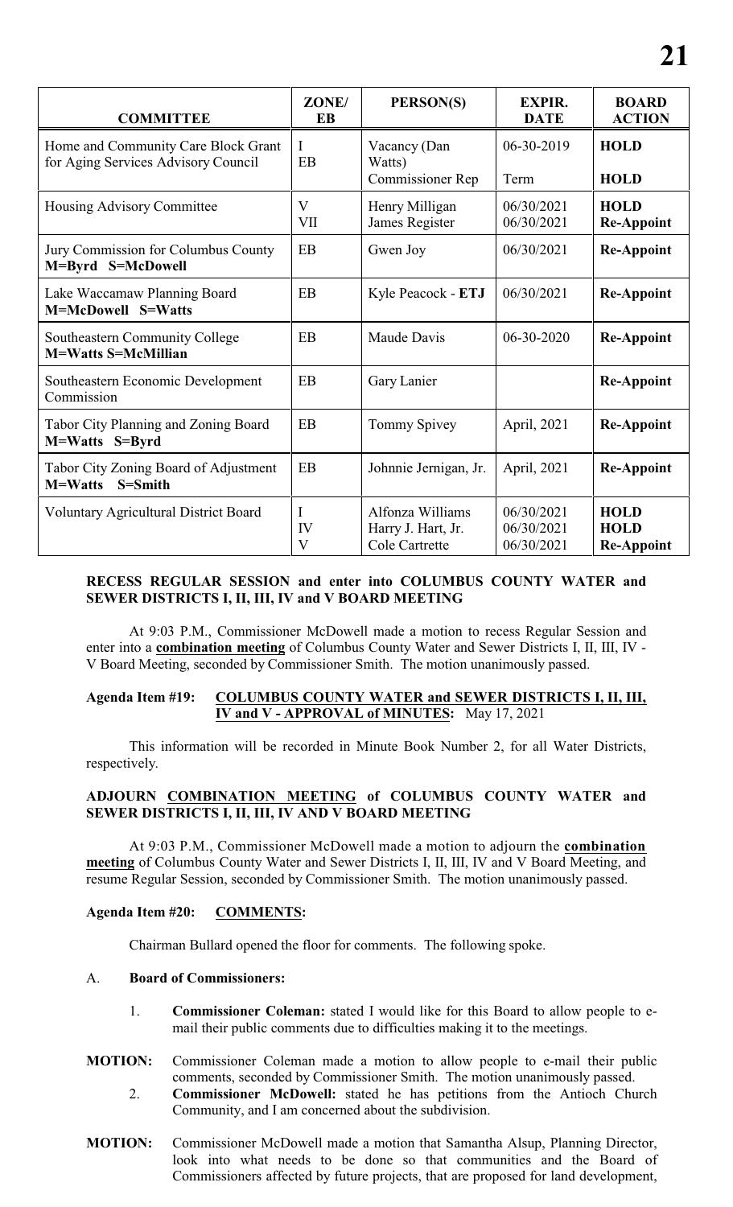| COMMITTEE | ZONE/ EB | PERSON(S) | EXPIR. DATE | BOARD ACTION |
|---|---|---|---|---|
| Home and Community Care Block Grant for Aging Services Advisory Council | I<br>EB | Vacancy (Dan Watts)<br>Commissioner Rep | 06-30-2019<br>Term | **HOLD**<br>**HOLD** |
| Housing Advisory Committee | V<br>VII | Henry Milligan<br>James Register | 06/30/2021<br>06/30/2021 | **HOLD**<br>**Re-Appoint** |
| Jury Commission for Columbus County **M=Byrd S=McDowell** | EB | Gwen Joy | 06/30/2021 | **Re-Appoint** |
| Lake Waccamaw Planning Board **M=McDowell S=Watts** | EB | Kyle Peacock - **ETJ** | 06/30/2021 | **Re-Appoint** |
| Southeastern Community College **M=Watts S=McMillian** | EB | Maude Davis | 06-30-2020 | **Re-Appoint** |
| Southeastern Economic Development Commission | EB | Gary Lanier | | **Re-Appoint** |
| Tabor City Planning and Zoning Board **M=Watts S=Byrd** | EB | Tommy Spivey | April, 2021 | **Re-Appoint** |
| Tabor City Zoning Board of Adjustment **M=Watts S=Smith** | EB | Johnnie Jernigan, Jr. | April, 2021 | **Re-Appoint** |
| Voluntary Agricultural District Board | I<br>IV<br>V | Alfonza Williams<br>Harry J. Hart, Jr.<br>Cole Cartrette | 06/30/2021<br>06/30/2021<br>06/30/2021 | **HOLD**<br>**HOLD**<br>**Re-Appoint** |

**RECESS REGULAR SESSION and enter into COLUMBUS COUNTY WATER and SEWER DISTRICTS I, II, III, IV and V BOARD MEETING**

At 9:03 P.M., Commissioner McDowell made a motion to recess Regular Session and enter into a **combination meeting** of Columbus County Water and Sewer Districts I, II, III, IV - V Board Meeting, seconded by Commissioner Smith. The motion unanimously passed.

**Agenda Item #19: COLUMBUS COUNTY WATER and SEWER DISTRICTS I, II, III, IV and V - APPROVAL of MINUTES:** May 17, 2021

This information will be recorded in Minute Book Number 2, for all Water Districts, respectively.

**ADJOURN COMBINATION MEETING of COLUMBUS COUNTY WATER and SEWER DISTRICTS I, II, III, IV AND V BOARD MEETING**

At 9:03 P.M., Commissioner McDowell made a motion to adjourn the **combination meeting** of Columbus County Water and Sewer Districts I, II, III, IV and V Board Meeting, and resume Regular Session, seconded by Commissioner Smith. The motion unanimously passed.

**Agenda Item #20: COMMENTS:**

Chairman Bullard opened the floor for comments. The following spoke.

A. **Board of Commissioners:**

1. **Commissioner Coleman:** stated I would like for this Board to allow people to e-mail their public comments due to difficulties making it to the meetings.

**MOTION:** Commissioner Coleman made a motion to allow people to e-mail their public comments, seconded by Commissioner Smith. The motion unanimously passed.

2. **Commissioner McDowell:** stated he has petitions from the Antioch Church Community, and I am concerned about the subdivision.

**MOTION:** Commissioner McDowell made a motion that Samantha Alsup, Planning Director, look into what needs to be done so that communities and the Board of Commissioners affected by future projects, that are proposed for land development,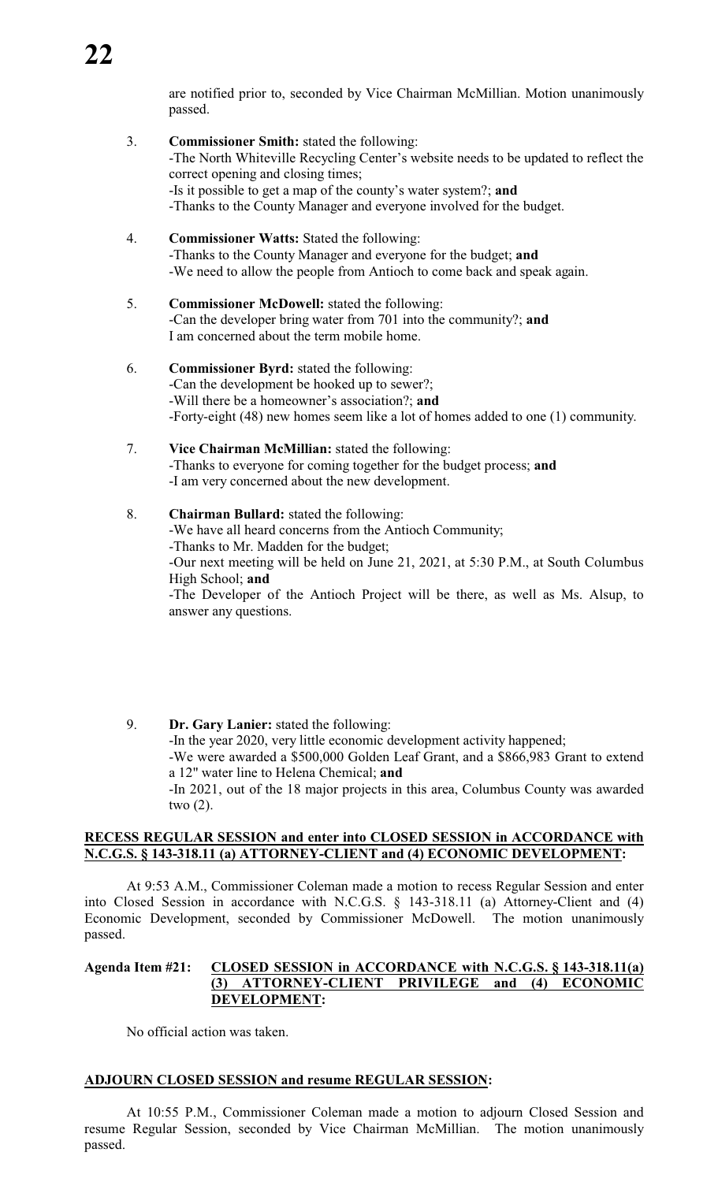are notified prior to, seconded by Vice Chairman McMillian. Motion unanimously passed.

3. **Commissioner Smith:** stated the following:
   -The North Whiteville Recycling Center's website needs to be updated to reflect the correct opening and closing times;
   -Is it possible to get a map of the county's water system?; **and**
   -Thanks to the County Manager and everyone involved for the budget.

4. **Commissioner Watts:** Stated the following:
   -Thanks to the County Manager and everyone for the budget; **and**
   -We need to allow the people from Antioch to come back and speak again.

5. **Commissioner McDowell:** stated the following:
   -Can the developer bring water from 701 into the community?; **and**
   I am concerned about the term mobile home.

6. **Commissioner Byrd:** stated the following:
   -Can the development be hooked up to sewer?;
   -Will there be a homeowner's association?; **and**
   -Forty-eight (48) new homes seem like a lot of homes added to one (1) community.

7. **Vice Chairman McMillian:** stated the following:
   -Thanks to everyone for coming together for the budget process; **and**
   -I am very concerned about the new development.

8. **Chairman Bullard:** stated the following:
   -We have all heard concerns from the Antioch Community;
   -Thanks to Mr. Madden for the budget;
   -Our next meeting will be held on June 21, 2021, at 5:30 P.M., at South Columbus High School; **and**
   -The Developer of the Antioch Project will be there, as well as Ms. Alsup, to answer any questions.

9. **Dr. Gary Lanier:** stated the following:
   -In the year 2020, very little economic development activity happened;
   -We were awarded a $500,000 Golden Leaf Grant, and a $866,983 Grant to extend a 12" water line to Helena Chemical; **and**
   -In 2021, out of the 18 major projects in this area, Columbus County was awarded two (2).

**RECESS REGULAR SESSION and enter into CLOSED SESSION in ACCORDANCE with N.C.G.S. § 143-318.11 (a) ATTORNEY-CLIENT and (4) ECONOMIC DEVELOPMENT:**

At 9:53 A.M., Commissioner Coleman made a motion to recess Regular Session and enter into Closed Session in accordance with N.C.G.S. § 143-318.11 (a) Attorney-Client and (4) Economic Development, seconded by Commissioner McDowell. The motion unanimously passed.

**Agenda Item #21: CLOSED SESSION in ACCORDANCE with N.C.G.S. § 143-318.11(a) (3) ATTORNEY-CLIENT PRIVILEGE and (4) ECONOMIC DEVELOPMENT:**

No official action was taken.

**ADJOURN CLOSED SESSION and resume REGULAR SESSION:**

At 10:55 P.M., Commissioner Coleman made a motion to adjourn Closed Session and resume Regular Session, seconded by Vice Chairman McMillian. The motion unanimously passed.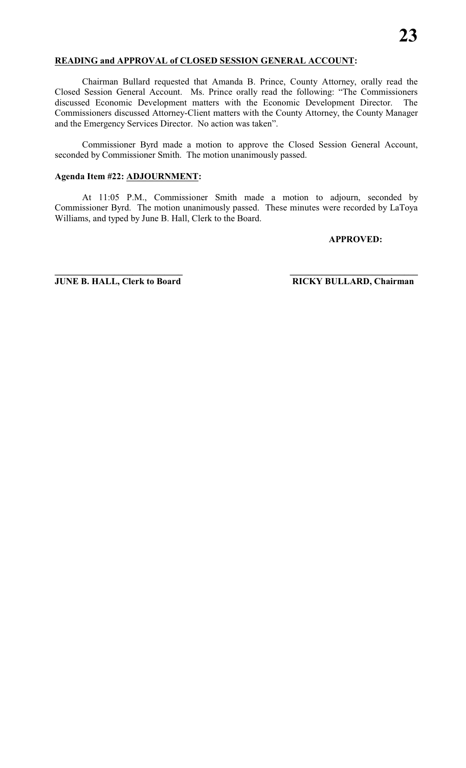**<u>READING and APPROVAL of CLOSED SESSION GENERAL ACCOUNT</u>:**

Chairman Bullard requested that Amanda B. Prince, County Attorney, orally read the Closed Session General Account. Ms. Prince orally read the following: "The Commissioners discussed Economic Development matters with the Economic Development Director. The Commissioners discussed Attorney-Client matters with the County Attorney, the County Manager and the Emergency Services Director. No action was taken".

Commissioner Byrd made a motion to approve the Closed Session General Account, seconded by Commissioner Smith. The motion unanimously passed.

**Agenda Item #22: <u>ADJOURNMENT</u>:**

At 11:05 P.M., Commissioner Smith made a motion to adjourn, seconded by Commissioner Byrd. The motion unanimously passed. These minutes were recorded by LaToya Williams, and typed by June B. Hall, Clerk to the Board.

**APPROVED:**

| \_\_\_\_\_\_\_\_\_\_\_\_\_\_\_\_\_\_\_\_\_\_\_\_\_\_\_\_ | \_\_\_\_\_\_\_\_\_\_\_\_\_\_\_\_\_\_\_\_\_\_\_\_\_\_\_\_ |
|---|---|
| **JUNE B. HALL, Clerk to Board** | **RICKY BULLARD, Chairman** |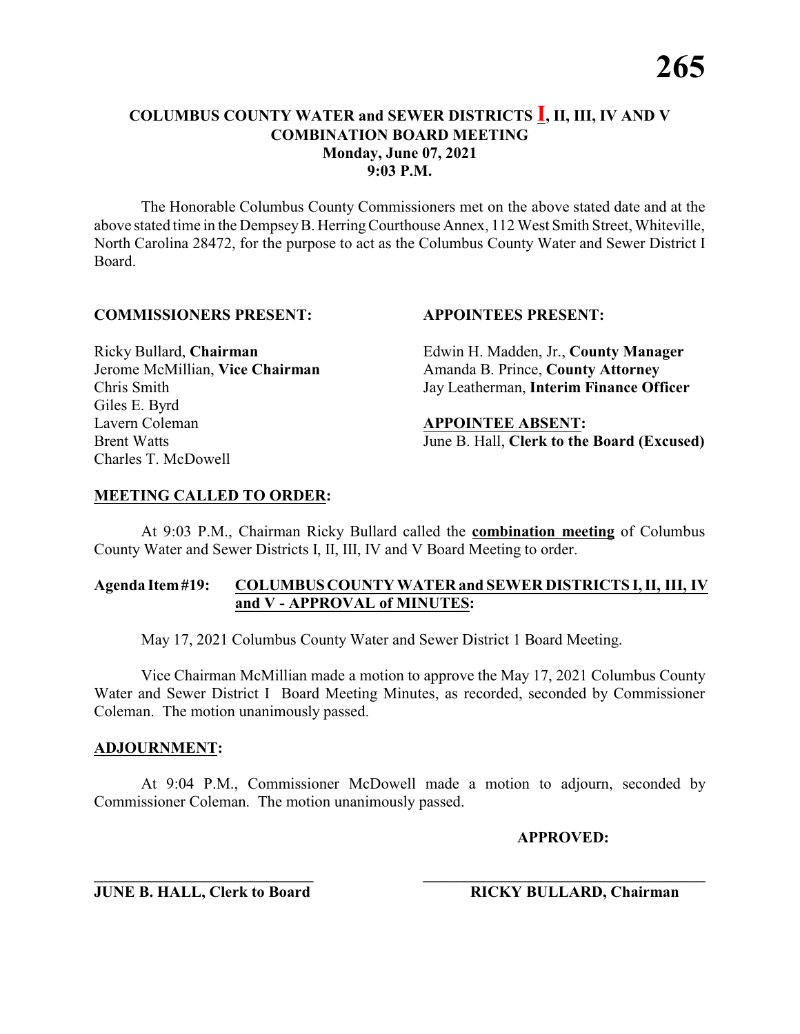# COLUMBUS COUNTY WATER and SEWER DISTRICTS I, II, III, IV AND V COMBINATION BOARD MEETING

**Monday, June 07, 2021**
**9:03 P.M.**

The Honorable Columbus County Commissioners met on the above stated date and at the above stated time in the Dempsey B. Herring Courthouse Annex, 112 West Smith Street, Whiteville, North Carolina 28472, for the purpose to act as the Columbus County Water and Sewer District I Board.

**COMMISSIONERS PRESENT:**

Ricky Bullard, **Chairman**
Jerome McMillian, **Vice Chairman**
Chris Smith
Giles E. Byrd
Lavern Coleman
Brent Watts
Charles T. McDowell

**APPOINTEES PRESENT:**

Edwin H. Madden, Jr., **County Manager**
Amanda B. Prince, **County Attorney**
Jay Leatherman, **Interim Finance Officer**

**APPOINTEE ABSENT:**

June B. Hall, **Clerk to the Board (Excused)**

## MEETING CALLED TO ORDER:

At 9:03 P.M., Chairman Ricky Bullard called the **combination meeting** of Columbus County Water and Sewer Districts I, II, III, IV and V Board Meeting to order.

**Agenda Item #19: COLUMBUS COUNTY WATER and SEWER DISTRICTS I, II, III, IV and V - APPROVAL of MINUTES:**

May 17, 2021 Columbus County Water and Sewer District 1 Board Meeting.

Vice Chairman McMillian made a motion to approve the May 17, 2021 Columbus County Water and Sewer District I Board Meeting Minutes, as recorded, seconded by Commissioner Coleman. The motion unanimously passed.

## ADJOURNMENT:

At 9:04 P.M., Commissioner McDowell made a motion to adjourn, seconded by Commissioner Coleman. The motion unanimously passed.

**APPROVED:**

______________________________
**JUNE B. HALL, Clerk to Board**

______________________________
**RICKY BULLARD, Chairman**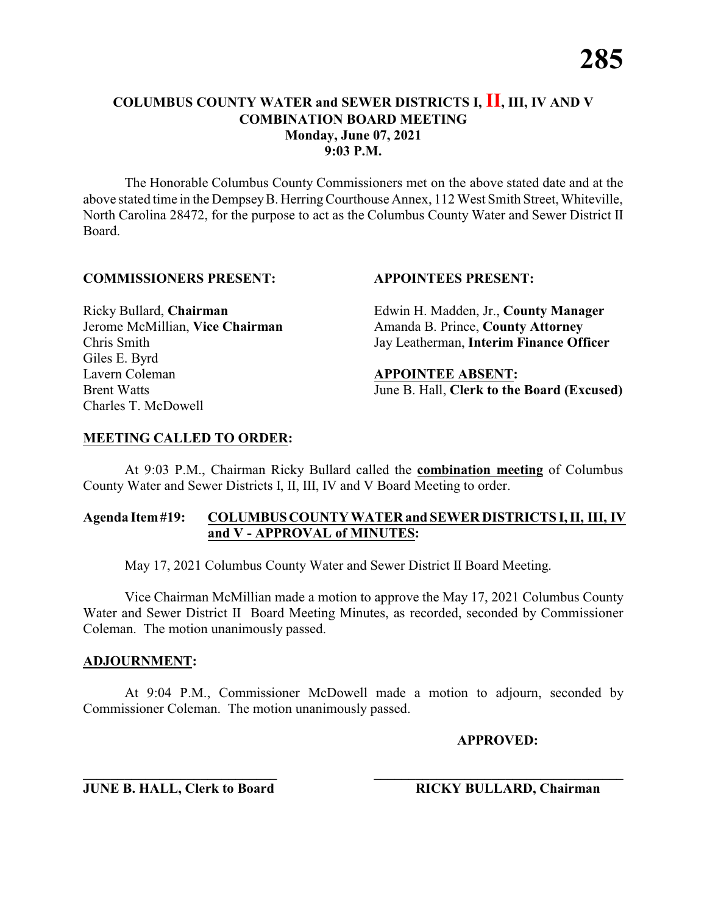# COLUMBUS COUNTY WATER and SEWER DISTRICTS I, II, III, IV AND V
## COMBINATION BOARD MEETING
**Monday, June 07, 2021**
**9:03 P.M.**

The Honorable Columbus County Commissioners met on the above stated date and at the above stated time in the Dempsey B. Herring Courthouse Annex, 112 West Smith Street, Whiteville, North Carolina 28472, for the purpose to act as the Columbus County Water and Sewer District II Board.

**COMMISSIONERS PRESENT:**

Ricky Bullard, **Chairman**
Jerome McMillian, **Vice Chairman**
Chris Smith
Giles E. Byrd
Lavern Coleman
Brent Watts
Charles T. McDowell

**APPOINTEES PRESENT:**

Edwin H. Madden, Jr., **County Manager**
Amanda B. Prince, **County Attorney**
Jay Leatherman, **Interim Finance Officer**

**APPOINTEE ABSENT:**
June B. Hall, **Clerk to the Board (Excused)**

**MEETING CALLED TO ORDER:**

At 9:03 P.M., Chairman Ricky Bullard called the **combination meeting** of Columbus County Water and Sewer Districts I, II, III, IV and V Board Meeting to order.

**Agenda Item #19: COLUMBUS COUNTY WATER and SEWER DISTRICTS I, II, III, IV and V - APPROVAL of MINUTES:**

May 17, 2021 Columbus County Water and Sewer District II Board Meeting.

Vice Chairman McMillian made a motion to approve the May 17, 2021 Columbus County Water and Sewer District II Board Meeting Minutes, as recorded, seconded by Commissioner Coleman. The motion unanimously passed.

**ADJOURNMENT:**

At 9:04 P.M., Commissioner McDowell made a motion to adjourn, seconded by Commissioner Coleman. The motion unanimously passed.

**APPROVED:**

______________________________
**JUNE B. HALL, Clerk to Board**

______________________________
**RICKY BULLARD, Chairman**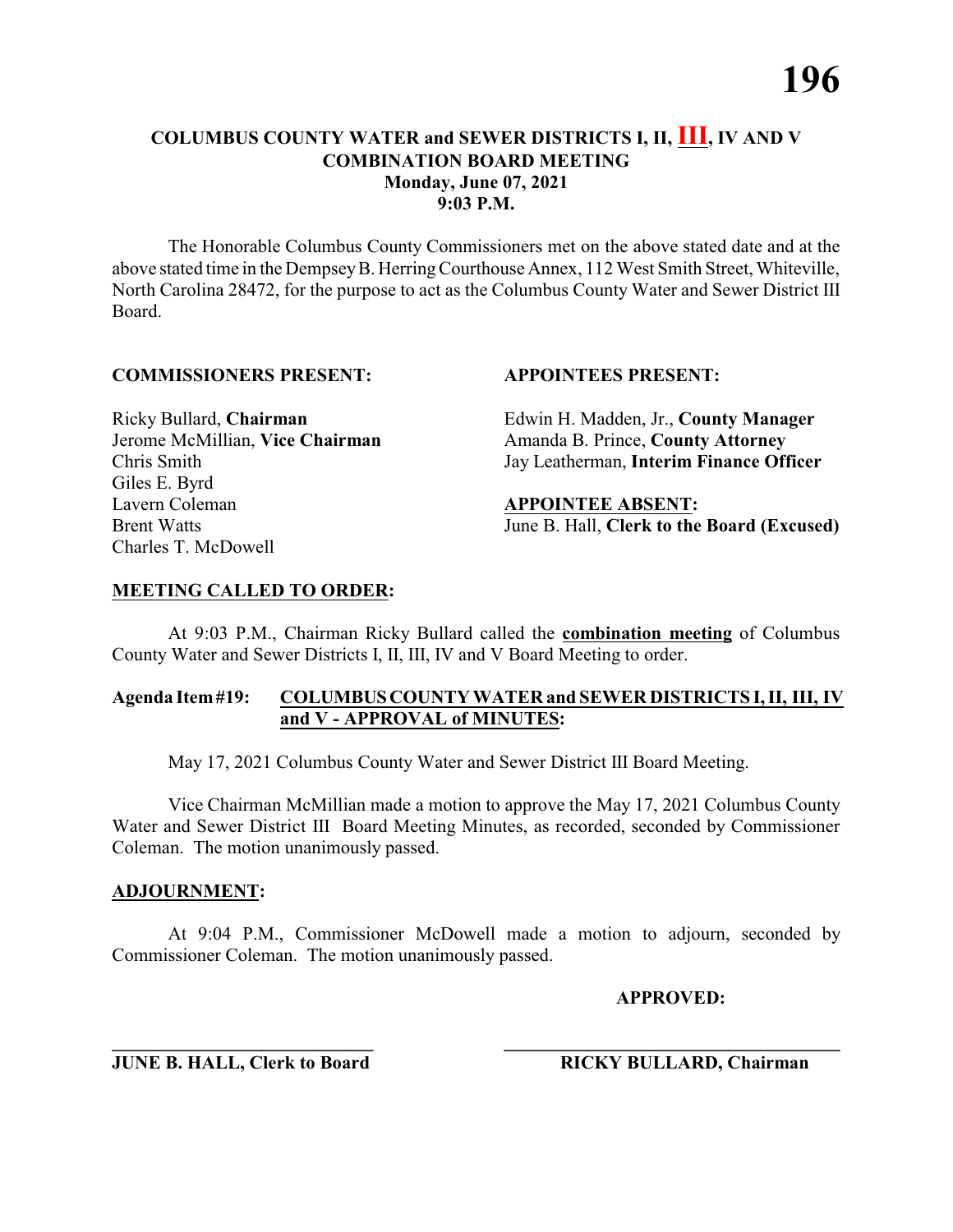# COLUMBUS COUNTY WATER and SEWER DISTRICTS I, II, III, IV AND V COMBINATION BOARD MEETING
## Monday, June 07, 2021
## 9:03 P.M.

The Honorable Columbus County Commissioners met on the above stated date and at the above stated time in the Dempsey B. Herring Courthouse Annex, 112 West Smith Street, Whiteville, North Carolina 28472, for the purpose to act as the Columbus County Water and Sewer District III Board.

**COMMISSIONERS PRESENT:**

Ricky Bullard, **Chairman**
Jerome McMillian, **Vice Chairman**
Chris Smith
Giles E. Byrd
Lavern Coleman
Brent Watts
Charles T. McDowell

**APPOINTEES PRESENT:**

Edwin H. Madden, Jr., **County Manager**
Amanda B. Prince, **County Attorney**
Jay Leatherman, **Interim Finance Officer**

**APPOINTEE ABSENT:**
June B. Hall, **Clerk to the Board (Excused)**

**MEETING CALLED TO ORDER:**

At 9:03 P.M., Chairman Ricky Bullard called the **combination meeting** of Columbus County Water and Sewer Districts I, II, III, IV and V Board Meeting to order.

**Agenda Item #19: COLUMBUS COUNTY WATER and SEWER DISTRICTS I, II, III, IV and V - APPROVAL of MINUTES:**

May 17, 2021 Columbus County Water and Sewer District III Board Meeting.

Vice Chairman McMillian made a motion to approve the May 17, 2021 Columbus County Water and Sewer District III Board Meeting Minutes, as recorded, seconded by Commissioner Coleman. The motion unanimously passed.

**ADJOURNMENT:**

At 9:04 P.M., Commissioner McDowell made a motion to adjourn, seconded by Commissioner Coleman. The motion unanimously passed.

**APPROVED:**

______________________________ ______________________________
**JUNE B. HALL, Clerk to Board** **RICKY BULLARD, Chairman**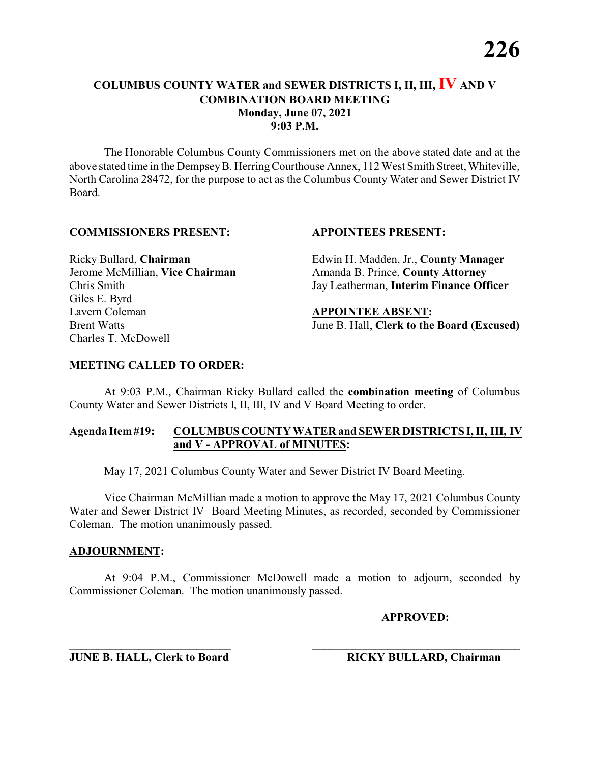# COLUMBUS COUNTY WATER and SEWER DISTRICTS I, II, III, IV AND V COMBINATION BOARD MEETING

**Monday, June 07, 2021**
**9:03 P.M.**

The Honorable Columbus County Commissioners met on the above stated date and at the above stated time in the Dempsey B. Herring Courthouse Annex, 112 West Smith Street, Whiteville, North Carolina 28472, for the purpose to act as the Columbus County Water and Sewer District IV Board.

**COMMISSIONERS PRESENT:**

Ricky Bullard, **Chairman**
Jerome McMillian, **Vice Chairman**
Chris Smith
Giles E. Byrd
Lavern Coleman
Brent Watts
Charles T. McDowell

**APPOINTEES PRESENT:**

Edwin H. Madden, Jr., **County Manager**
Amanda B. Prince, **County Attorney**
Jay Leatherman, **Interim Finance Officer**

**APPOINTEE ABSENT:**

June B. Hall, **Clerk to the Board (Excused)**

**MEETING CALLED TO ORDER:**

At 9:03 P.M., Chairman Ricky Bullard called the **combination meeting** of Columbus County Water and Sewer Districts I, II, III, IV and V Board Meeting to order.

**Agenda Item #19: COLUMBUS COUNTY WATER and SEWER DISTRICTS I, II, III, IV and V - APPROVAL of MINUTES:**

May 17, 2021 Columbus County Water and Sewer District IV Board Meeting.

Vice Chairman McMillian made a motion to approve the May 17, 2021 Columbus County Water and Sewer District IV Board Meeting Minutes, as recorded, seconded by Commissioner Coleman. The motion unanimously passed.

**ADJOURNMENT:**

At 9:04 P.M., Commissioner McDowell made a motion to adjourn, seconded by Commissioner Coleman. The motion unanimously passed.

**APPROVED:**

______________________________
**JUNE B. HALL, Clerk to Board**

______________________________
**RICKY BULLARD, Chairman**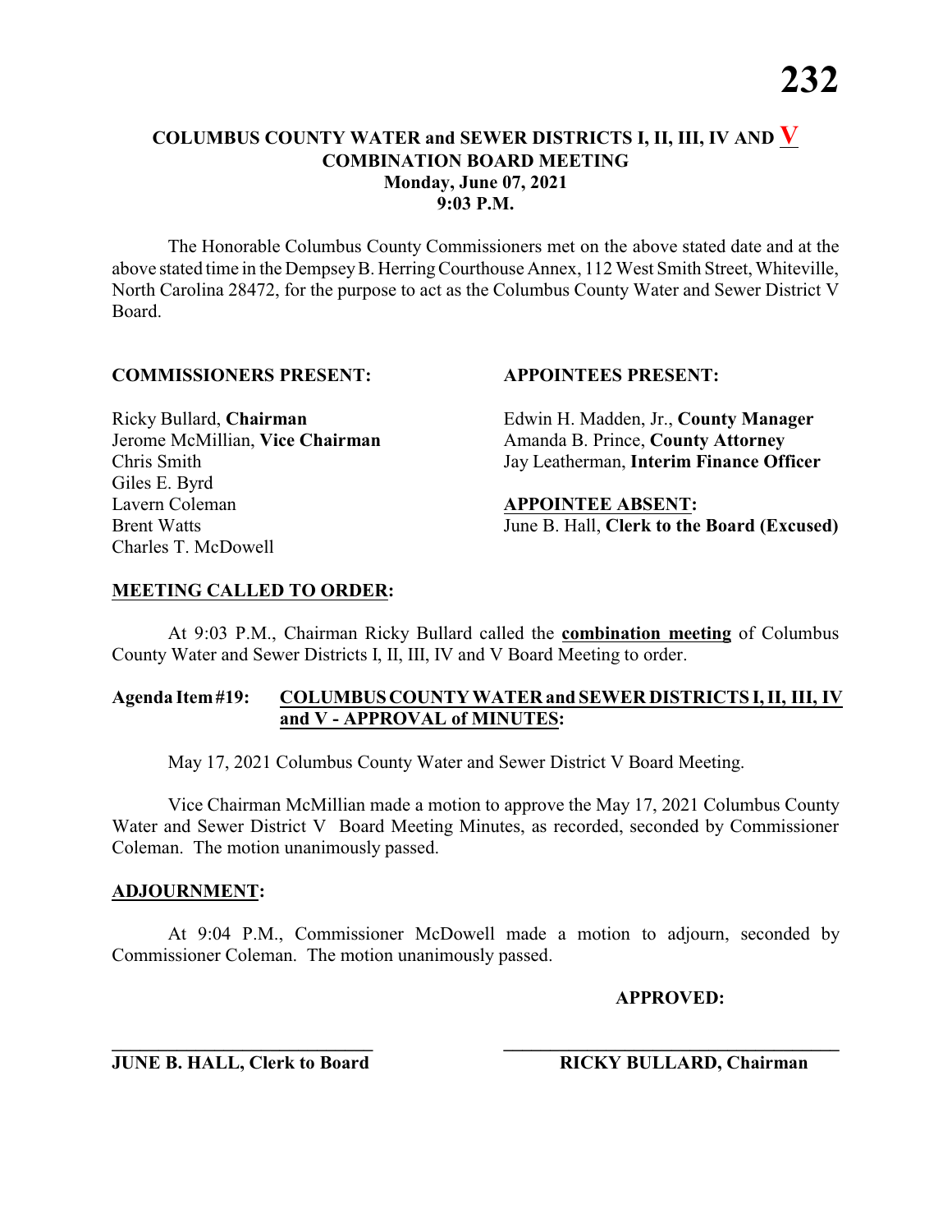## COLUMBUS COUNTY WATER and SEWER DISTRICTS I, II, III, IV AND V COMBINATION BOARD MEETING

**Monday, June 07, 2021**
**9:03 P.M.**

The Honorable Columbus County Commissioners met on the above stated date and at the above stated time in the Dempsey B. Herring Courthouse Annex, 112 West Smith Street, Whiteville, North Carolina 28472, for the purpose to act as the Columbus County Water and Sewer District V Board.

**COMMISSIONERS PRESENT:**

Ricky Bullard, **Chairman**
Jerome McMillian, **Vice Chairman**
Chris Smith
Giles E. Byrd
Lavern Coleman
Brent Watts
Charles T. McDowell

**APPOINTEES PRESENT:**

Edwin H. Madden, Jr., **County Manager**
Amanda B. Prince, **County Attorney**
Jay Leatherman, **Interim Finance Officer**

**APPOINTEE ABSENT:**

June B. Hall, **Clerk to the Board (Excused)**

**MEETING CALLED TO ORDER:**

At 9:03 P.M., Chairman Ricky Bullard called the **combination meeting** of Columbus County Water and Sewer Districts I, II, III, IV and V Board Meeting to order.

**Agenda Item #19: COLUMBUS COUNTY WATER and SEWER DISTRICTS I, II, III, IV and V - APPROVAL of MINUTES:**

May 17, 2021 Columbus County Water and Sewer District V Board Meeting.

Vice Chairman McMillian made a motion to approve the May 17, 2021 Columbus County Water and Sewer District V Board Meeting Minutes, as recorded, seconded by Commissioner Coleman. The motion unanimously passed.

**ADJOURNMENT:**

At 9:04 P.M., Commissioner McDowell made a motion to adjourn, seconded by Commissioner Coleman. The motion unanimously passed.

**APPROVED:**

______________________________
**JUNE B. HALL, Clerk to Board**

______________________________
**RICKY BULLARD, Chairman**